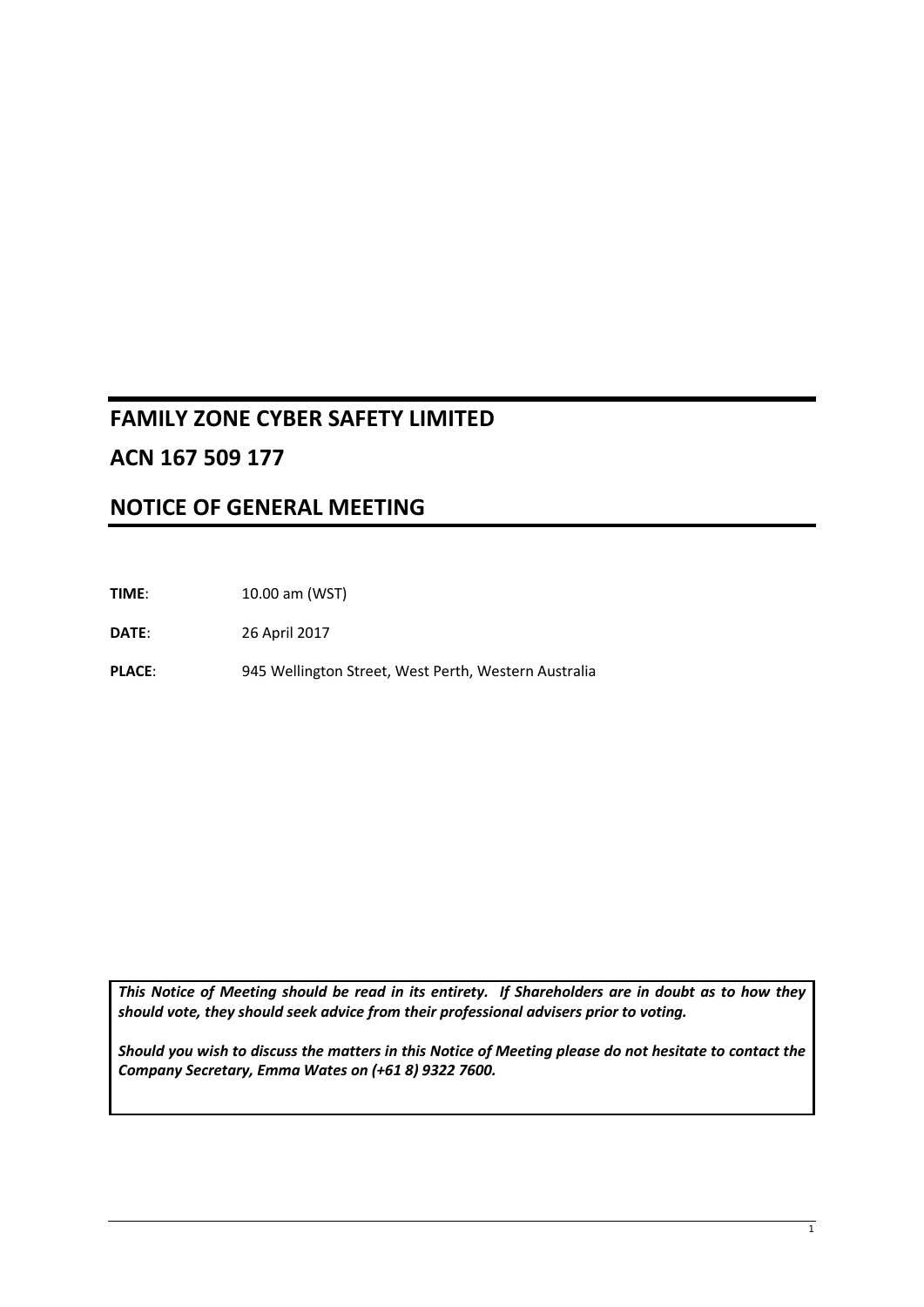# FAMILY ZONE CYBER SAFETY LIMITED

# ACN 167 509 177

## NOTICE OF GENERAL MEETING

**TIME**: 10.00 am (WST)

**DATE**: 26 April 2017

**PLACE**: 945 Wellington Street, West Perth, Western Australia

***This Notice of Meeting should be read in its entirety. If Shareholders are in doubt as to how they should vote, they should seek advice from their professional advisers prior to voting.***

***Should you wish to discuss the matters in this Notice of Meeting please do not hesitate to contact the Company Secretary, Emma Wates on (+61 8) 9322 7600.***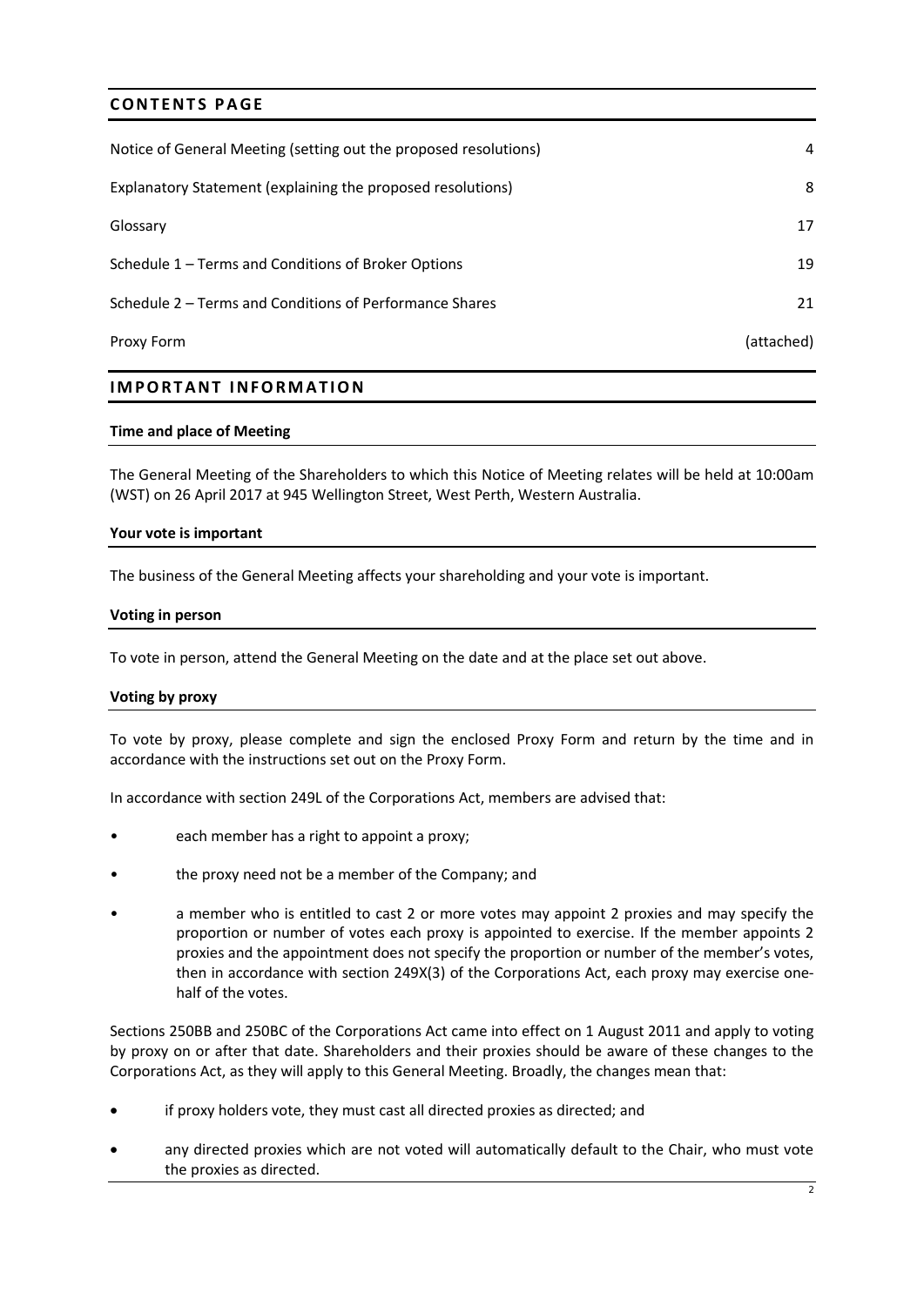## CONTENTS PAGE

| | |
|---|---|
| Notice of General Meeting (setting out the proposed resolutions) | 4 |
| Explanatory Statement (explaining the proposed resolutions) | 8 |
| Glossary | 17 |
| Schedule 1 – Terms and Conditions of Broker Options | 19 |
| Schedule 2 – Terms and Conditions of Performance Shares | 21 |
| Proxy Form | (attached) |

## IMPORTANT INFORMATION

### Time and place of Meeting

The General Meeting of the Shareholders to which this Notice of Meeting relates will be held at 10:00am (WST) on 26 April 2017 at 945 Wellington Street, West Perth, Western Australia.

### Your vote is important

The business of the General Meeting affects your shareholding and your vote is important.

### Voting in person

To vote in person, attend the General Meeting on the date and at the place set out above.

### Voting by proxy

To vote by proxy, please complete and sign the enclosed Proxy Form and return by the time and in accordance with the instructions set out on the Proxy Form.

In accordance with section 249L of the Corporations Act, members are advised that:

- each member has a right to appoint a proxy;
- the proxy need not be a member of the Company; and
- a member who is entitled to cast 2 or more votes may appoint 2 proxies and may specify the proportion or number of votes each proxy is appointed to exercise. If the member appoints 2 proxies and the appointment does not specify the proportion or number of the member's votes, then in accordance with section 249X(3) of the Corporations Act, each proxy may exercise one-half of the votes.

Sections 250BB and 250BC of the Corporations Act came into effect on 1 August 2011 and apply to voting by proxy on or after that date. Shareholders and their proxies should be aware of these changes to the Corporations Act, as they will apply to this General Meeting. Broadly, the changes mean that:

- if proxy holders vote, they must cast all directed proxies as directed; and
- any directed proxies which are not voted will automatically default to the Chair, who must vote the proxies as directed.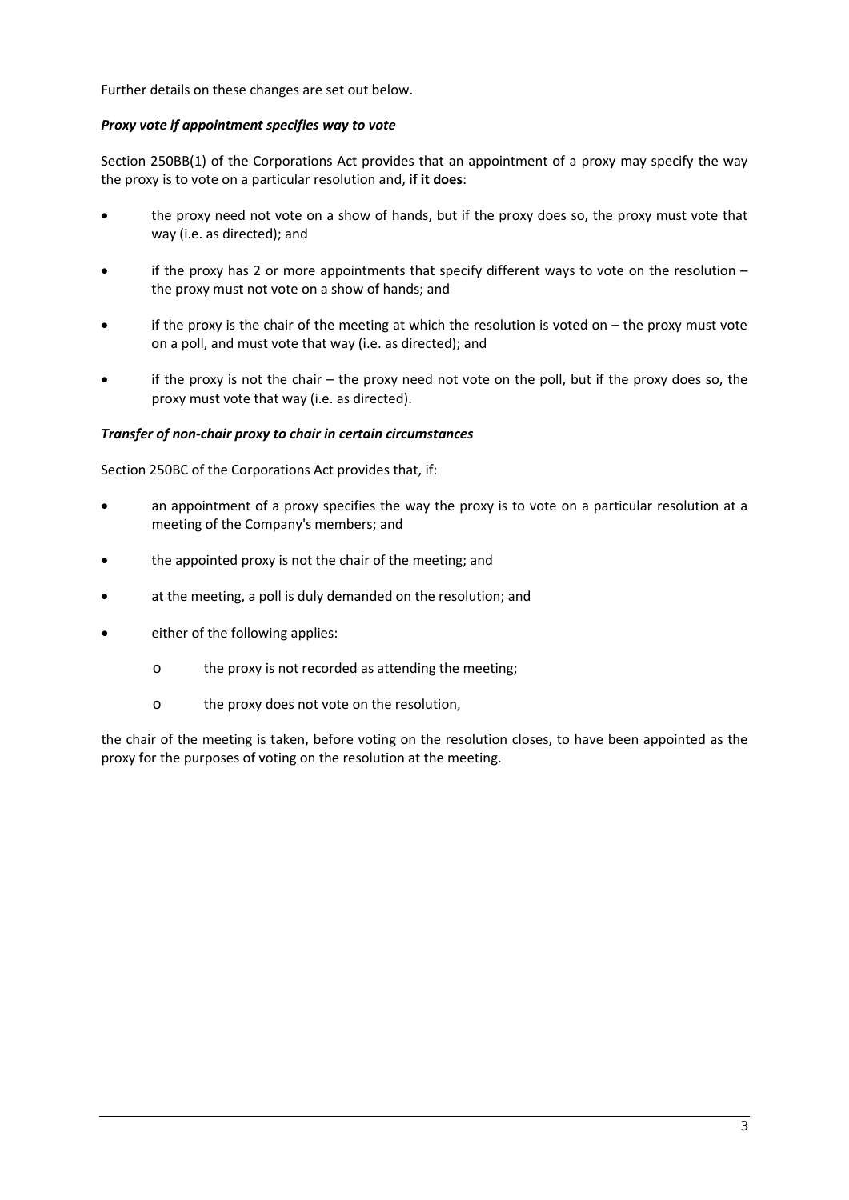Further details on these changes are set out below.

***Proxy vote if appointment specifies way to vote***

Section 250BB(1) of the Corporations Act provides that an appointment of a proxy may specify the way the proxy is to vote on a particular resolution and, **if it does**:

- the proxy need not vote on a show of hands, but if the proxy does so, the proxy must vote that way (i.e. as directed); and
- if the proxy has 2 or more appointments that specify different ways to vote on the resolution – the proxy must not vote on a show of hands; and
- if the proxy is the chair of the meeting at which the resolution is voted on – the proxy must vote on a poll, and must vote that way (i.e. as directed); and
- if the proxy is not the chair – the proxy need not vote on the poll, but if the proxy does so, the proxy must vote that way (i.e. as directed).

***Transfer of non-chair proxy to chair in certain circumstances***

Section 250BC of the Corporations Act provides that, if:

- an appointment of a proxy specifies the way the proxy is to vote on a particular resolution at a meeting of the Company's members; and
- the appointed proxy is not the chair of the meeting; and
- at the meeting, a poll is duly demanded on the resolution; and
- either of the following applies:
    - the proxy is not recorded as attending the meeting;
    - the proxy does not vote on the resolution,

the chair of the meeting is taken, before voting on the resolution closes, to have been appointed as the proxy for the purposes of voting on the resolution at the meeting.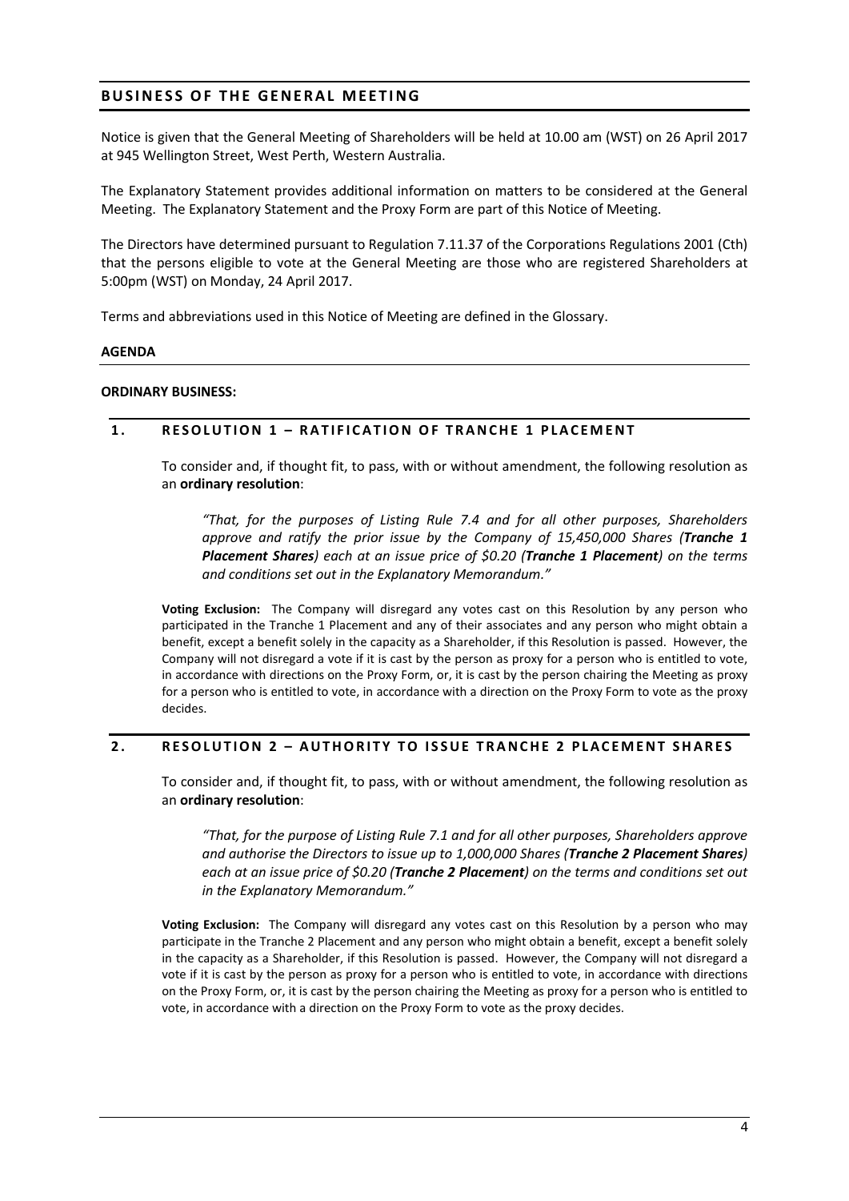## BUSINESS OF THE GENERAL MEETING

Notice is given that the General Meeting of Shareholders will be held at 10.00 am (WST) on 26 April 2017 at 945 Wellington Street, West Perth, Western Australia.

The Explanatory Statement provides additional information on matters to be considered at the General Meeting. The Explanatory Statement and the Proxy Form are part of this Notice of Meeting.

The Directors have determined pursuant to Regulation 7.11.37 of the Corporations Regulations 2001 (Cth) that the persons eligible to vote at the General Meeting are those who are registered Shareholders at 5:00pm (WST) on Monday, 24 April 2017.

Terms and abbreviations used in this Notice of Meeting are defined in the Glossary.

**AGENDA**

**ORDINARY BUSINESS:**

### 1. RESOLUTION 1 – RATIFICATION OF TRANCHE 1 PLACEMENT

To consider and, if thought fit, to pass, with or without amendment, the following resolution as an **ordinary resolution**:

> *"That, for the purposes of Listing Rule 7.4 and for all other purposes, Shareholders approve and ratify the prior issue by the Company of 15,450,000 Shares (**Tranche 1 Placement Shares**) each at an issue price of $0.20 (**Tranche 1 Placement**) on the terms and conditions set out in the Explanatory Memorandum."*

**Voting Exclusion:** The Company will disregard any votes cast on this Resolution by any person who participated in the Tranche 1 Placement and any of their associates and any person who might obtain a benefit, except a benefit solely in the capacity as a Shareholder, if this Resolution is passed. However, the Company will not disregard a vote if it is cast by the person as proxy for a person who is entitled to vote, in accordance with directions on the Proxy Form, or, it is cast by the person chairing the Meeting as proxy for a person who is entitled to vote, in accordance with a direction on the Proxy Form to vote as the proxy decides.

### 2. RESOLUTION 2 – AUTHORITY TO ISSUE TRANCHE 2 PLACEMENT SHARES

To consider and, if thought fit, to pass, with or without amendment, the following resolution as an **ordinary resolution**:

> *"That, for the purpose of Listing Rule 7.1 and for all other purposes, Shareholders approve and authorise the Directors to issue up to 1,000,000 Shares (**Tranche 2 Placement Shares**) each at an issue price of $0.20 (**Tranche 2 Placement**) on the terms and conditions set out in the Explanatory Memorandum."*

**Voting Exclusion:** The Company will disregard any votes cast on this Resolution by a person who may participate in the Tranche 2 Placement and any person who might obtain a benefit, except a benefit solely in the capacity as a Shareholder, if this Resolution is passed. However, the Company will not disregard a vote if it is cast by the person as proxy for a person who is entitled to vote, in accordance with directions on the Proxy Form, or, it is cast by the person chairing the Meeting as proxy for a person who is entitled to vote, in accordance with a direction on the Proxy Form to vote as the proxy decides.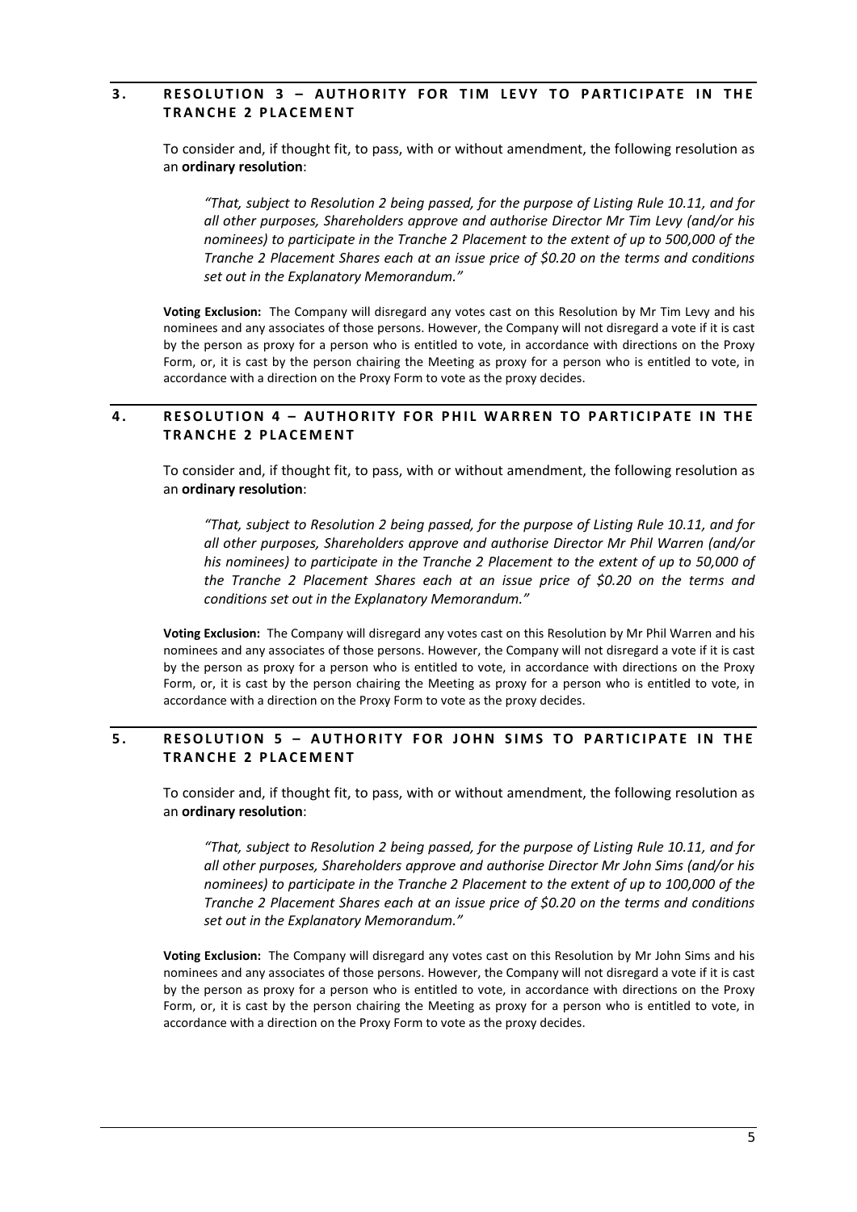## 3. RESOLUTION 3 – AUTHORITY FOR TIM LEVY TO PARTICIPATE IN THE TRANCHE 2 PLACEMENT

To consider and, if thought fit, to pass, with or without amendment, the following resolution as an **ordinary resolution**:

*"That, subject to Resolution 2 being passed, for the purpose of Listing Rule 10.11, and for all other purposes, Shareholders approve and authorise Director Mr Tim Levy (and/or his nominees) to participate in the Tranche 2 Placement to the extent of up to 500,000 of the Tranche 2 Placement Shares each at an issue price of $0.20 on the terms and conditions set out in the Explanatory Memorandum."*

**Voting Exclusion:** The Company will disregard any votes cast on this Resolution by Mr Tim Levy and his nominees and any associates of those persons. However, the Company will not disregard a vote if it is cast by the person as proxy for a person who is entitled to vote, in accordance with directions on the Proxy Form, or, it is cast by the person chairing the Meeting as proxy for a person who is entitled to vote, in accordance with a direction on the Proxy Form to vote as the proxy decides.

## 4. RESOLUTION 4 – AUTHORITY FOR PHIL WARREN TO PARTICIPATE IN THE TRANCHE 2 PLACEMENT

To consider and, if thought fit, to pass, with or without amendment, the following resolution as an **ordinary resolution**:

*"That, subject to Resolution 2 being passed, for the purpose of Listing Rule 10.11, and for all other purposes, Shareholders approve and authorise Director Mr Phil Warren (and/or his nominees) to participate in the Tranche 2 Placement to the extent of up to 50,000 of the Tranche 2 Placement Shares each at an issue price of $0.20 on the terms and conditions set out in the Explanatory Memorandum."*

**Voting Exclusion:** The Company will disregard any votes cast on this Resolution by Mr Phil Warren and his nominees and any associates of those persons. However, the Company will not disregard a vote if it is cast by the person as proxy for a person who is entitled to vote, in accordance with directions on the Proxy Form, or, it is cast by the person chairing the Meeting as proxy for a person who is entitled to vote, in accordance with a direction on the Proxy Form to vote as the proxy decides.

## 5. RESOLUTION 5 – AUTHORITY FOR JOHN SIMS TO PARTICIPATE IN THE TRANCHE 2 PLACEMENT

To consider and, if thought fit, to pass, with or without amendment, the following resolution as an **ordinary resolution**:

*"That, subject to Resolution 2 being passed, for the purpose of Listing Rule 10.11, and for all other purposes, Shareholders approve and authorise Director Mr John Sims (and/or his nominees) to participate in the Tranche 2 Placement to the extent of up to 100,000 of the Tranche 2 Placement Shares each at an issue price of $0.20 on the terms and conditions set out in the Explanatory Memorandum."*

**Voting Exclusion:** The Company will disregard any votes cast on this Resolution by Mr John Sims and his nominees and any associates of those persons. However, the Company will not disregard a vote if it is cast by the person as proxy for a person who is entitled to vote, in accordance with directions on the Proxy Form, or, it is cast by the person chairing the Meeting as proxy for a person who is entitled to vote, in accordance with a direction on the Proxy Form to vote as the proxy decides.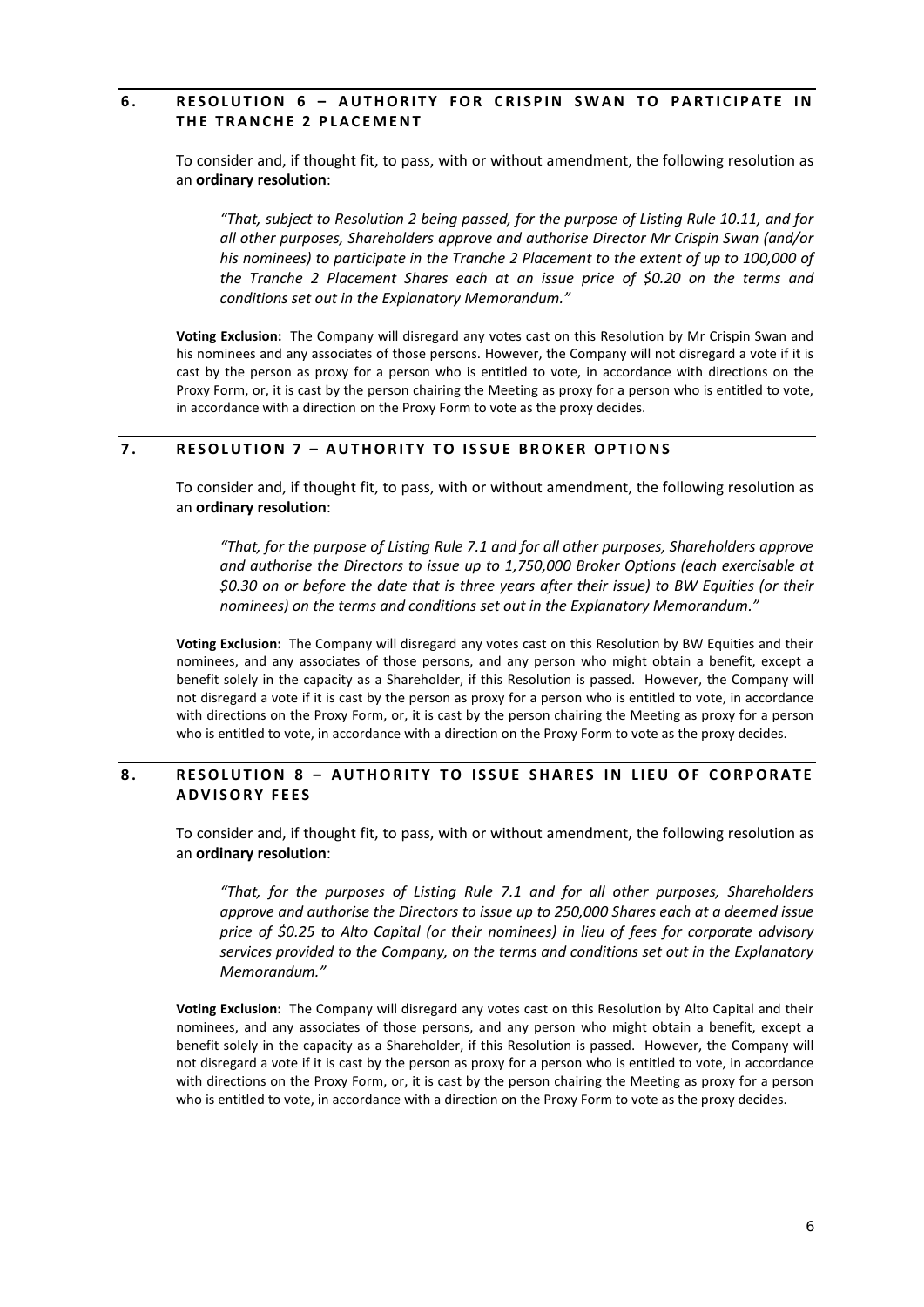## 6. RESOLUTION 6 – AUTHORITY FOR CRISPIN SWAN TO PARTICIPATE IN THE TRANCHE 2 PLACEMENT

To consider and, if thought fit, to pass, with or without amendment, the following resolution as an **ordinary resolution**:

*"That, subject to Resolution 2 being passed, for the purpose of Listing Rule 10.11, and for all other purposes, Shareholders approve and authorise Director Mr Crispin Swan (and/or his nominees) to participate in the Tranche 2 Placement to the extent of up to 100,000 of the Tranche 2 Placement Shares each at an issue price of $0.20 on the terms and conditions set out in the Explanatory Memorandum."*

**Voting Exclusion:** The Company will disregard any votes cast on this Resolution by Mr Crispin Swan and his nominees and any associates of those persons. However, the Company will not disregard a vote if it is cast by the person as proxy for a person who is entitled to vote, in accordance with directions on the Proxy Form, or, it is cast by the person chairing the Meeting as proxy for a person who is entitled to vote, in accordance with a direction on the Proxy Form to vote as the proxy decides.

## 7. RESOLUTION 7 – AUTHORITY TO ISSUE BROKER OPTIONS

To consider and, if thought fit, to pass, with or without amendment, the following resolution as an **ordinary resolution**:

*"That, for the purpose of Listing Rule 7.1 and for all other purposes, Shareholders approve and authorise the Directors to issue up to 1,750,000 Broker Options (each exercisable at $0.30 on or before the date that is three years after their issue) to BW Equities (or their nominees) on the terms and conditions set out in the Explanatory Memorandum."*

**Voting Exclusion:** The Company will disregard any votes cast on this Resolution by BW Equities and their nominees, and any associates of those persons, and any person who might obtain a benefit, except a benefit solely in the capacity as a Shareholder, if this Resolution is passed. However, the Company will not disregard a vote if it is cast by the person as proxy for a person who is entitled to vote, in accordance with directions on the Proxy Form, or, it is cast by the person chairing the Meeting as proxy for a person who is entitled to vote, in accordance with a direction on the Proxy Form to vote as the proxy decides.

## 8. RESOLUTION 8 – AUTHORITY TO ISSUE SHARES IN LIEU OF CORPORATE ADVISORY FEES

To consider and, if thought fit, to pass, with or without amendment, the following resolution as an **ordinary resolution**:

*"That, for the purposes of Listing Rule 7.1 and for all other purposes, Shareholders approve and authorise the Directors to issue up to 250,000 Shares each at a deemed issue price of $0.25 to Alto Capital (or their nominees) in lieu of fees for corporate advisory services provided to the Company, on the terms and conditions set out in the Explanatory Memorandum."*

**Voting Exclusion:** The Company will disregard any votes cast on this Resolution by Alto Capital and their nominees, and any associates of those persons, and any person who might obtain a benefit, except a benefit solely in the capacity as a Shareholder, if this Resolution is passed. However, the Company will not disregard a vote if it is cast by the person as proxy for a person who is entitled to vote, in accordance with directions on the Proxy Form, or, it is cast by the person chairing the Meeting as proxy for a person who is entitled to vote, in accordance with a direction on the Proxy Form to vote as the proxy decides.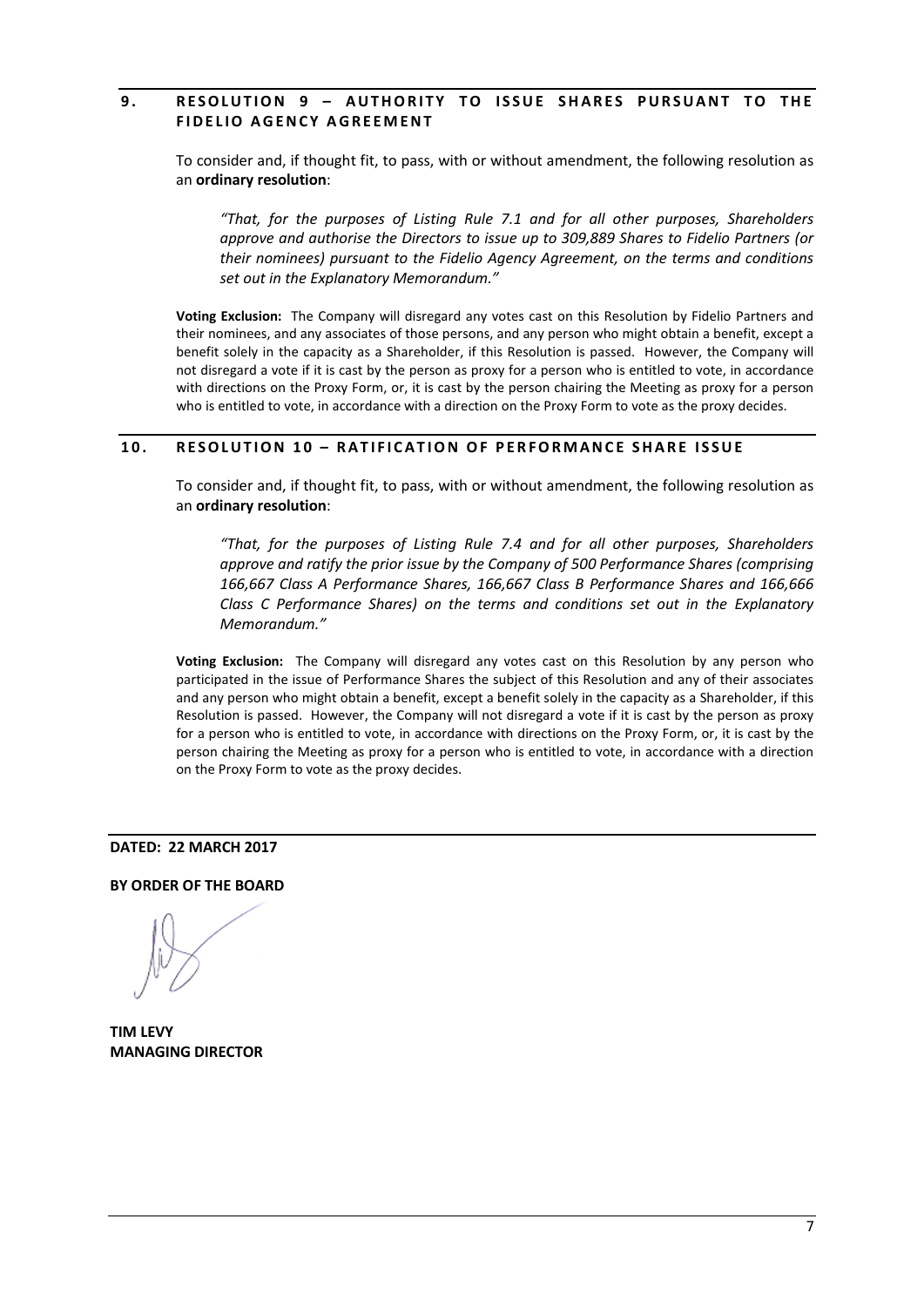## 9. RESOLUTION 9 – AUTHORITY TO ISSUE SHARES PURSUANT TO THE FIDELIO AGENCY AGREEMENT

To consider and, if thought fit, to pass, with or without amendment, the following resolution as an **ordinary resolution**:

*"That, for the purposes of Listing Rule 7.1 and for all other purposes, Shareholders approve and authorise the Directors to issue up to 309,889 Shares to Fidelio Partners (or their nominees) pursuant to the Fidelio Agency Agreement, on the terms and conditions set out in the Explanatory Memorandum."*

**Voting Exclusion:** The Company will disregard any votes cast on this Resolution by Fidelio Partners and their nominees, and any associates of those persons, and any person who might obtain a benefit, except a benefit solely in the capacity as a Shareholder, if this Resolution is passed. However, the Company will not disregard a vote if it is cast by the person as proxy for a person who is entitled to vote, in accordance with directions on the Proxy Form, or, it is cast by the person chairing the Meeting as proxy for a person who is entitled to vote, in accordance with a direction on the Proxy Form to vote as the proxy decides.

## 10. RESOLUTION 10 – RATIFICATION OF PERFORMANCE SHARE ISSUE

To consider and, if thought fit, to pass, with or without amendment, the following resolution as an **ordinary resolution**:

*"That, for the purposes of Listing Rule 7.4 and for all other purposes, Shareholders approve and ratify the prior issue by the Company of 500 Performance Shares (comprising 166,667 Class A Performance Shares, 166,667 Class B Performance Shares and 166,666 Class C Performance Shares) on the terms and conditions set out in the Explanatory Memorandum."*

**Voting Exclusion:** The Company will disregard any votes cast on this Resolution by any person who participated in the issue of Performance Shares the subject of this Resolution and any of their associates and any person who might obtain a benefit, except a benefit solely in the capacity as a Shareholder, if this Resolution is passed. However, the Company will not disregard a vote if it is cast by the person as proxy for a person who is entitled to vote, in accordance with directions on the Proxy Form, or, it is cast by the person chairing the Meeting as proxy for a person who is entitled to vote, in accordance with a direction on the Proxy Form to vote as the proxy decides.

**DATED: 22 MARCH 2017**

**BY ORDER OF THE BOARD**

**TIM LEVY**
**MANAGING DIRECTOR**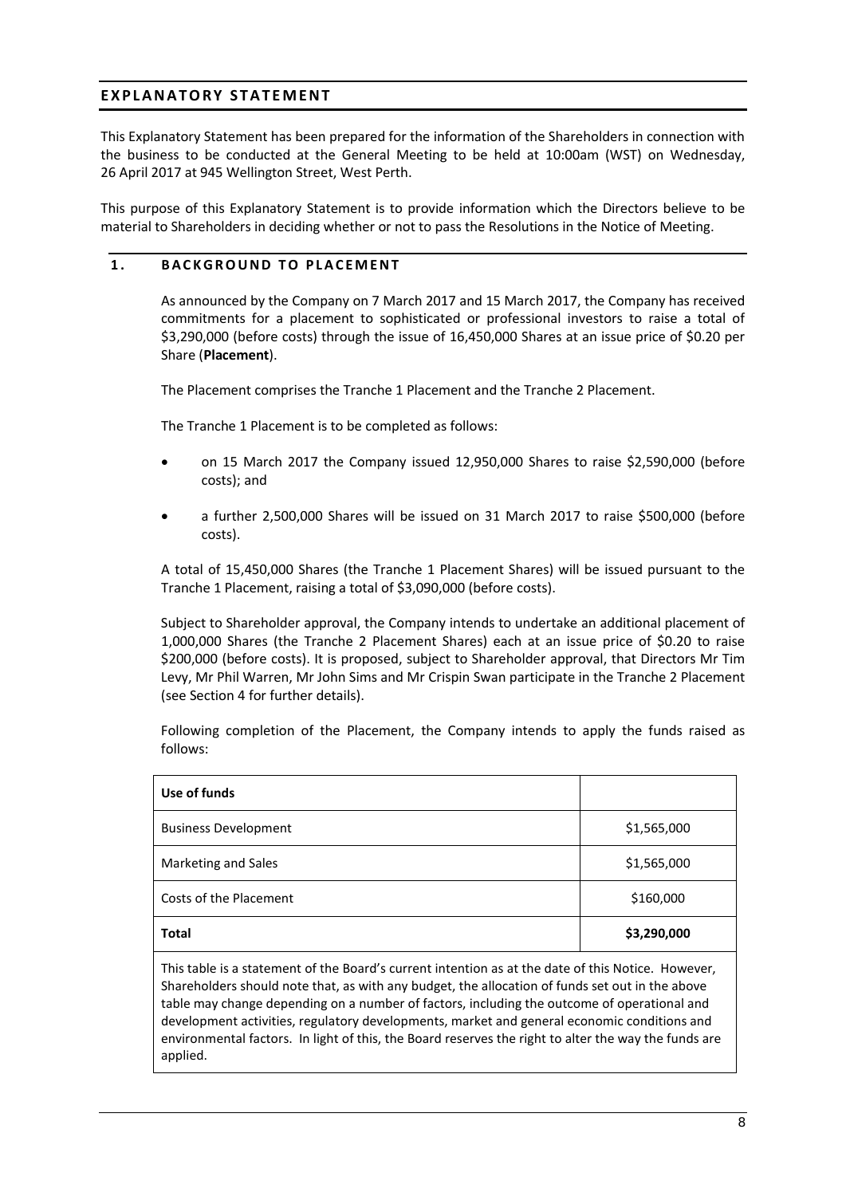## EXPLANATORY STATEMENT

This Explanatory Statement has been prepared for the information of the Shareholders in connection with the business to be conducted at the General Meeting to be held at 10:00am (WST) on Wednesday, 26 April 2017 at 945 Wellington Street, West Perth.

This purpose of this Explanatory Statement is to provide information which the Directors believe to be material to Shareholders in deciding whether or not to pass the Resolutions in the Notice of Meeting.

### 1. BACKGROUND TO PLACEMENT

As announced by the Company on 7 March 2017 and 15 March 2017, the Company has received commitments for a placement to sophisticated or professional investors to raise a total of $3,290,000 (before costs) through the issue of 16,450,000 Shares at an issue price of $0.20 per Share (**Placement**).

The Placement comprises the Tranche 1 Placement and the Tranche 2 Placement.

The Tranche 1 Placement is to be completed as follows:

- on 15 March 2017 the Company issued 12,950,000 Shares to raise $2,590,000 (before costs); and
- a further 2,500,000 Shares will be issued on 31 March 2017 to raise $500,000 (before costs).

A total of 15,450,000 Shares (the Tranche 1 Placement Shares) will be issued pursuant to the Tranche 1 Placement, raising a total of $3,090,000 (before costs).

Subject to Shareholder approval, the Company intends to undertake an additional placement of 1,000,000 Shares (the Tranche 2 Placement Shares) each at an issue price of $0.20 to raise $200,000 (before costs). It is proposed, subject to Shareholder approval, that Directors Mr Tim Levy, Mr Phil Warren, Mr John Sims and Mr Crispin Swan participate in the Tranche 2 Placement (see Section 4 for further details).

Following completion of the Placement, the Company intends to apply the funds raised as follows:

| Use of funds | |
|---|---|
| Business Development | $1,565,000 |
| Marketing and Sales | $1,565,000 |
| Costs of the Placement | $160,000 |
| **Total** | **$3,290,000** |

This table is a statement of the Board's current intention as at the date of this Notice. However, Shareholders should note that, as with any budget, the allocation of funds set out in the above table may change depending on a number of factors, including the outcome of operational and development activities, regulatory developments, market and general economic conditions and environmental factors. In light of this, the Board reserves the right to alter the way the funds are applied.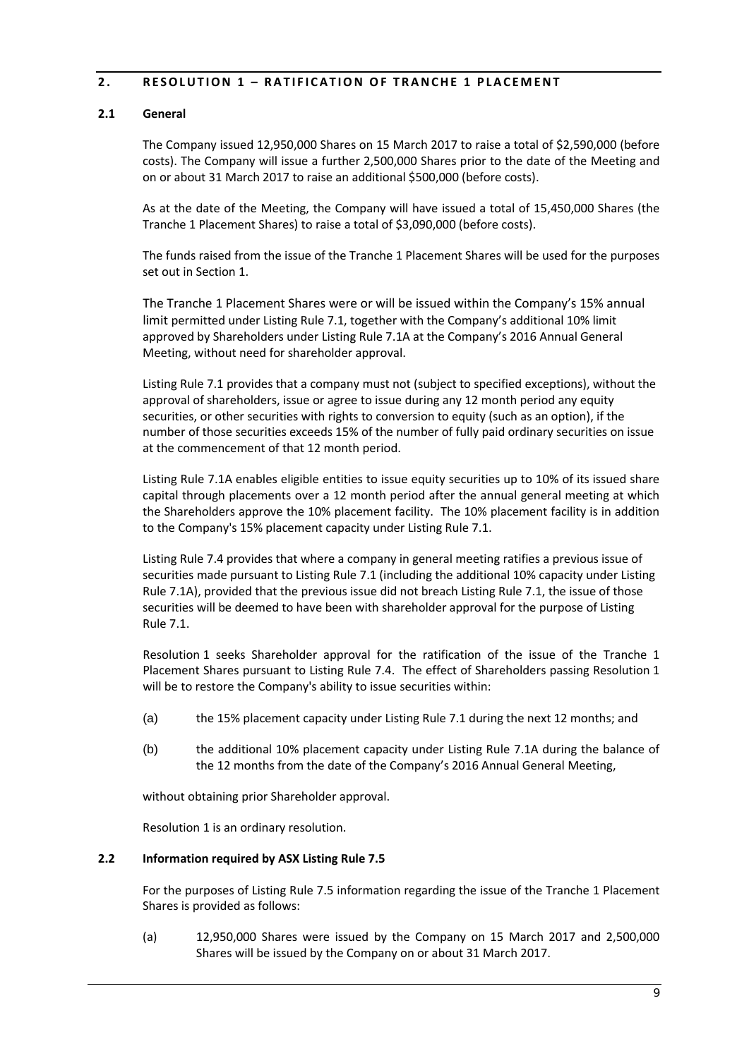## 2. RESOLUTION 1 – RATIFICATION OF TRANCHE 1 PLACEMENT

### 2.1 General

The Company issued 12,950,000 Shares on 15 March 2017 to raise a total of $2,590,000 (before costs). The Company will issue a further 2,500,000 Shares prior to the date of the Meeting and on or about 31 March 2017 to raise an additional $500,000 (before costs).

As at the date of the Meeting, the Company will have issued a total of 15,450,000 Shares (the Tranche 1 Placement Shares) to raise a total of $3,090,000 (before costs).

The funds raised from the issue of the Tranche 1 Placement Shares will be used for the purposes set out in Section 1.

The Tranche 1 Placement Shares were or will be issued within the Company's 15% annual limit permitted under Listing Rule 7.1, together with the Company's additional 10% limit approved by Shareholders under Listing Rule 7.1A at the Company's 2016 Annual General Meeting, without need for shareholder approval.

Listing Rule 7.1 provides that a company must not (subject to specified exceptions), without the approval of shareholders, issue or agree to issue during any 12 month period any equity securities, or other securities with rights to conversion to equity (such as an option), if the number of those securities exceeds 15% of the number of fully paid ordinary securities on issue at the commencement of that 12 month period.

Listing Rule 7.1A enables eligible entities to issue equity securities up to 10% of its issued share capital through placements over a 12 month period after the annual general meeting at which the Shareholders approve the 10% placement facility. The 10% placement facility is in addition to the Company's 15% placement capacity under Listing Rule 7.1.

Listing Rule 7.4 provides that where a company in general meeting ratifies a previous issue of securities made pursuant to Listing Rule 7.1 (including the additional 10% capacity under Listing Rule 7.1A), provided that the previous issue did not breach Listing Rule 7.1, the issue of those securities will be deemed to have been with shareholder approval for the purpose of Listing Rule 7.1.

Resolution 1 seeks Shareholder approval for the ratification of the issue of the Tranche 1 Placement Shares pursuant to Listing Rule 7.4. The effect of Shareholders passing Resolution 1 will be to restore the Company's ability to issue securities within:

(a) the 15% placement capacity under Listing Rule 7.1 during the next 12 months; and

(b) the additional 10% placement capacity under Listing Rule 7.1A during the balance of the 12 months from the date of the Company's 2016 Annual General Meeting,

without obtaining prior Shareholder approval.

Resolution 1 is an ordinary resolution.

### 2.2 Information required by ASX Listing Rule 7.5

For the purposes of Listing Rule 7.5 information regarding the issue of the Tranche 1 Placement Shares is provided as follows:

(a) 12,950,000 Shares were issued by the Company on 15 March 2017 and 2,500,000 Shares will be issued by the Company on or about 31 March 2017.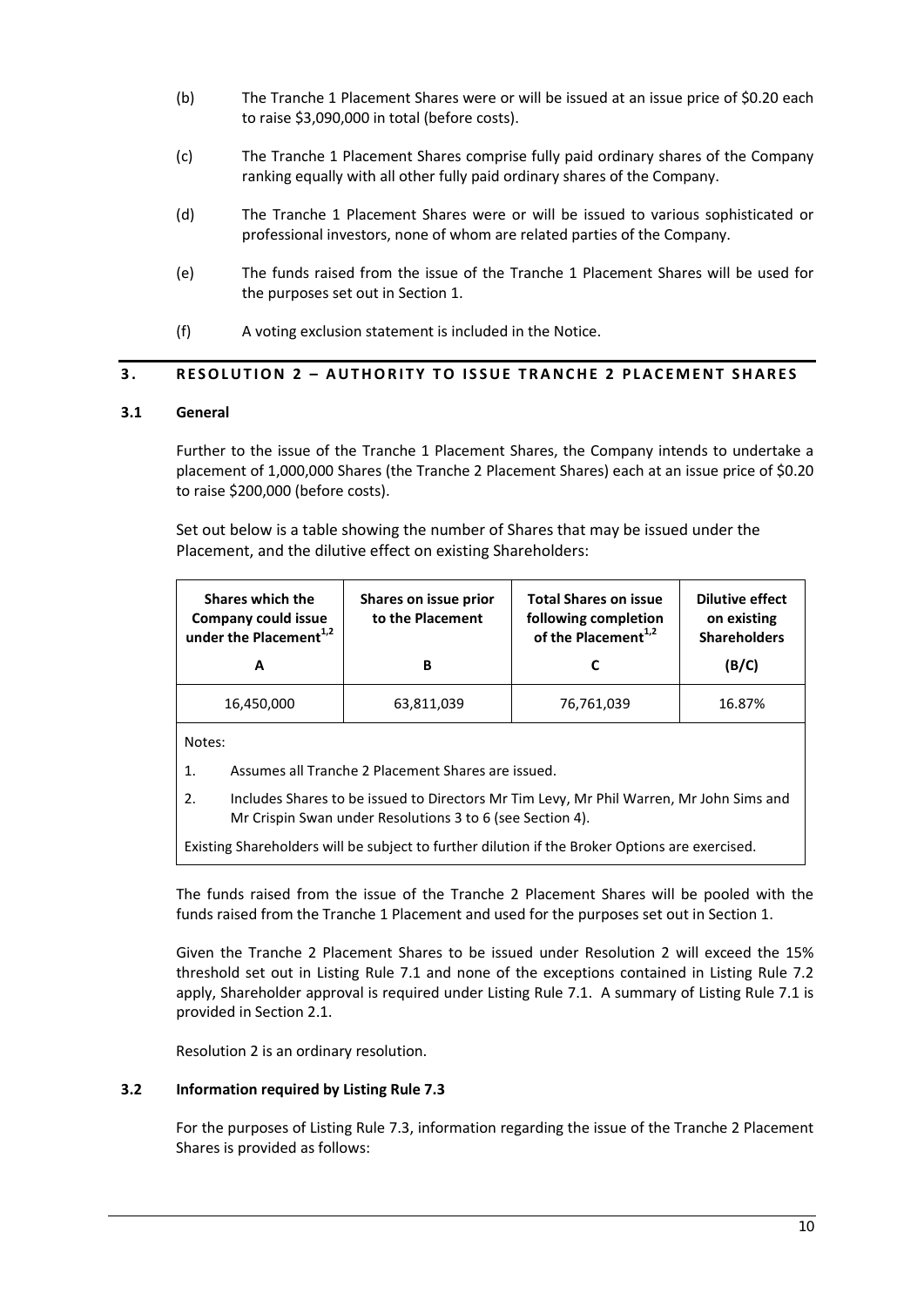(b) The Tranche 1 Placement Shares were or will be issued at an issue price of $0.20 each to raise $3,090,000 in total (before costs).

(c) The Tranche 1 Placement Shares comprise fully paid ordinary shares of the Company ranking equally with all other fully paid ordinary shares of the Company.

(d) The Tranche 1 Placement Shares were or will be issued to various sophisticated or professional investors, none of whom are related parties of the Company.

(e) The funds raised from the issue of the Tranche 1 Placement Shares will be used for the purposes set out in Section 1.

(f) A voting exclusion statement is included in the Notice.

## 3. RESOLUTION 2 – AUTHORITY TO ISSUE TRANCHE 2 PLACEMENT SHARES

### 3.1 General

Further to the issue of the Tranche 1 Placement Shares, the Company intends to undertake a placement of 1,000,000 Shares (the Tranche 2 Placement Shares) each at an issue price of $0.20 to raise $200,000 (before costs).

Set out below is a table showing the number of Shares that may be issued under the Placement, and the dilutive effect on existing Shareholders:

| Shares which the Company could issue under the Placement[1,2] A | Shares on issue prior to the Placement B | Total Shares on issue following completion of the Placement[1,2] C | Dilutive effect on existing Shareholders (B/C) |
|---|---|---|---|
| 16,450,000 | 63,811,039 | 76,761,039 | 16.87% |

Notes:

1. Assumes all Tranche 2 Placement Shares are issued.
2. Includes Shares to be issued to Directors Mr Tim Levy, Mr Phil Warren, Mr John Sims and Mr Crispin Swan under Resolutions 3 to 6 (see Section 4).

Existing Shareholders will be subject to further dilution if the Broker Options are exercised.

The funds raised from the issue of the Tranche 2 Placement Shares will be pooled with the funds raised from the Tranche 1 Placement and used for the purposes set out in Section 1.

Given the Tranche 2 Placement Shares to be issued under Resolution 2 will exceed the 15% threshold set out in Listing Rule 7.1 and none of the exceptions contained in Listing Rule 7.2 apply, Shareholder approval is required under Listing Rule 7.1. A summary of Listing Rule 7.1 is provided in Section 2.1.

Resolution 2 is an ordinary resolution.

### 3.2 Information required by Listing Rule 7.3

For the purposes of Listing Rule 7.3, information regarding the issue of the Tranche 2 Placement Shares is provided as follows: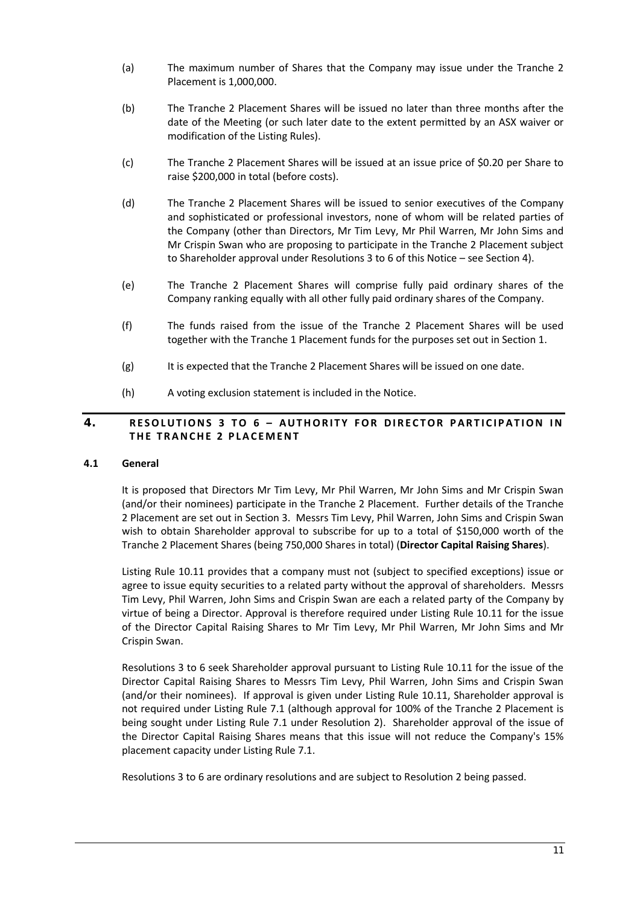(a) The maximum number of Shares that the Company may issue under the Tranche 2 Placement is 1,000,000.

(b) The Tranche 2 Placement Shares will be issued no later than three months after the date of the Meeting (or such later date to the extent permitted by an ASX waiver or modification of the Listing Rules).

(c) The Tranche 2 Placement Shares will be issued at an issue price of $0.20 per Share to raise $200,000 in total (before costs).

(d) The Tranche 2 Placement Shares will be issued to senior executives of the Company and sophisticated or professional investors, none of whom will be related parties of the Company (other than Directors, Mr Tim Levy, Mr Phil Warren, Mr John Sims and Mr Crispin Swan who are proposing to participate in the Tranche 2 Placement subject to Shareholder approval under Resolutions 3 to 6 of this Notice – see Section 4).

(e) The Tranche 2 Placement Shares will comprise fully paid ordinary shares of the Company ranking equally with all other fully paid ordinary shares of the Company.

(f) The funds raised from the issue of the Tranche 2 Placement Shares will be used together with the Tranche 1 Placement funds for the purposes set out in Section 1.

(g) It is expected that the Tranche 2 Placement Shares will be issued on one date.

(h) A voting exclusion statement is included in the Notice.

## 4. RESOLUTIONS 3 TO 6 – AUTHORITY FOR DIRECTOR PARTICIPATION IN THE TRANCHE 2 PLACEMENT

### 4.1 General

It is proposed that Directors Mr Tim Levy, Mr Phil Warren, Mr John Sims and Mr Crispin Swan (and/or their nominees) participate in the Tranche 2 Placement. Further details of the Tranche 2 Placement are set out in Section 3. Messrs Tim Levy, Phil Warren, John Sims and Crispin Swan wish to obtain Shareholder approval to subscribe for up to a total of $150,000 worth of the Tranche 2 Placement Shares (being 750,000 Shares in total) (**Director Capital Raising Shares**).

Listing Rule 10.11 provides that a company must not (subject to specified exceptions) issue or agree to issue equity securities to a related party without the approval of shareholders. Messrs Tim Levy, Phil Warren, John Sims and Crispin Swan are each a related party of the Company by virtue of being a Director. Approval is therefore required under Listing Rule 10.11 for the issue of the Director Capital Raising Shares to Mr Tim Levy, Mr Phil Warren, Mr John Sims and Mr Crispin Swan.

Resolutions 3 to 6 seek Shareholder approval pursuant to Listing Rule 10.11 for the issue of the Director Capital Raising Shares to Messrs Tim Levy, Phil Warren, John Sims and Crispin Swan (and/or their nominees). If approval is given under Listing Rule 10.11, Shareholder approval is not required under Listing Rule 7.1 (although approval for 100% of the Tranche 2 Placement is being sought under Listing Rule 7.1 under Resolution 2). Shareholder approval of the issue of the Director Capital Raising Shares means that this issue will not reduce the Company's 15% placement capacity under Listing Rule 7.1.

Resolutions 3 to 6 are ordinary resolutions and are subject to Resolution 2 being passed.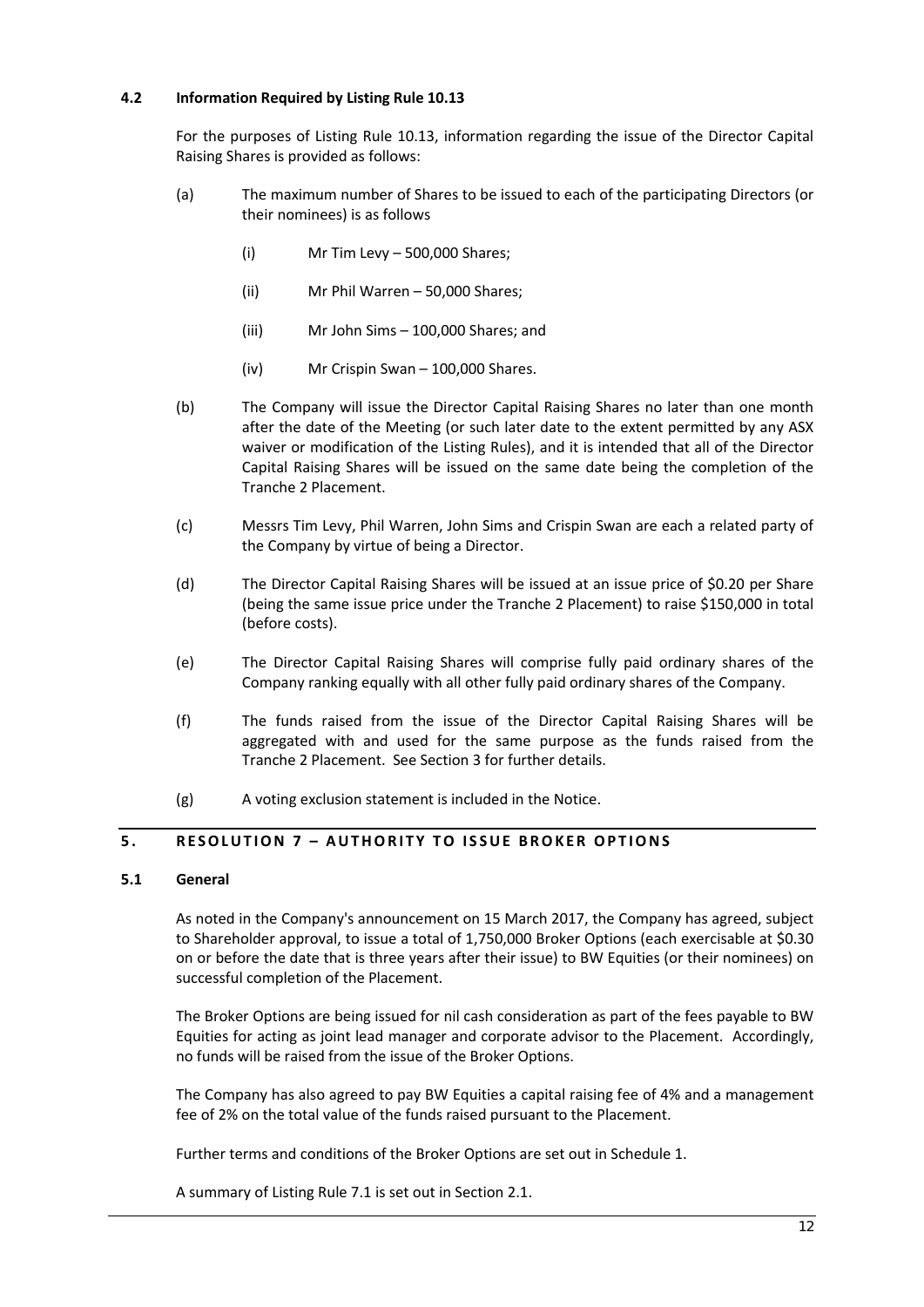### 4.2 Information Required by Listing Rule 10.13

For the purposes of Listing Rule 10.13, information regarding the issue of the Director Capital Raising Shares is provided as follows:

(a) The maximum number of Shares to be issued to each of the participating Directors (or their nominees) is as follows

 (i) Mr Tim Levy – 500,000 Shares;

 (ii) Mr Phil Warren – 50,000 Shares;

 (iii) Mr John Sims – 100,000 Shares; and

 (iv) Mr Crispin Swan – 100,000 Shares.

(b) The Company will issue the Director Capital Raising Shares no later than one month after the date of the Meeting (or such later date to the extent permitted by any ASX waiver or modification of the Listing Rules), and it is intended that all of the Director Capital Raising Shares will be issued on the same date being the completion of the Tranche 2 Placement.

(c) Messrs Tim Levy, Phil Warren, John Sims and Crispin Swan are each a related party of the Company by virtue of being a Director.

(d) The Director Capital Raising Shares will be issued at an issue price of $0.20 per Share (being the same issue price under the Tranche 2 Placement) to raise $150,000 in total (before costs).

(e) The Director Capital Raising Shares will comprise fully paid ordinary shares of the Company ranking equally with all other fully paid ordinary shares of the Company.

(f) The funds raised from the issue of the Director Capital Raising Shares will be aggregated with and used for the same purpose as the funds raised from the Tranche 2 Placement. See Section 3 for further details.

(g) A voting exclusion statement is included in the Notice.

## 5. RESOLUTION 7 – AUTHORITY TO ISSUE BROKER OPTIONS

### 5.1 General

As noted in the Company's announcement on 15 March 2017, the Company has agreed, subject to Shareholder approval, to issue a total of 1,750,000 Broker Options (each exercisable at $0.30 on or before the date that is three years after their issue) to BW Equities (or their nominees) on successful completion of the Placement.

The Broker Options are being issued for nil cash consideration as part of the fees payable to BW Equities for acting as joint lead manager and corporate advisor to the Placement. Accordingly, no funds will be raised from the issue of the Broker Options.

The Company has also agreed to pay BW Equities a capital raising fee of 4% and a management fee of 2% on the total value of the funds raised pursuant to the Placement.

Further terms and conditions of the Broker Options are set out in Schedule 1.

A summary of Listing Rule 7.1 is set out in Section 2.1.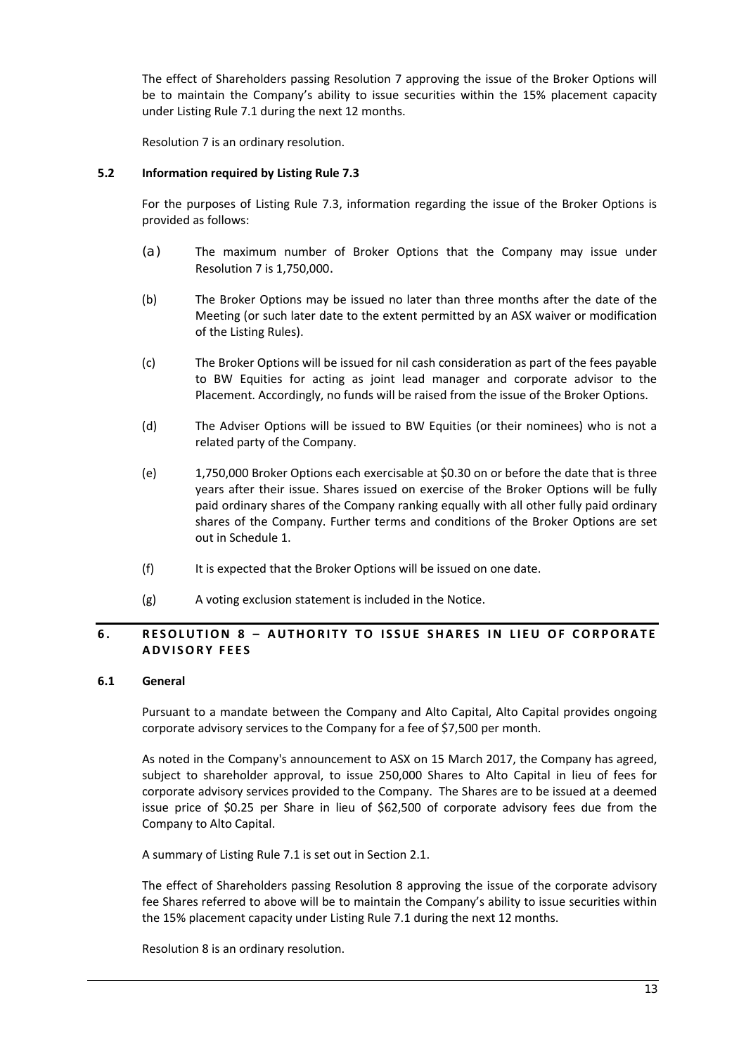The effect of Shareholders passing Resolution 7 approving the issue of the Broker Options will be to maintain the Company's ability to issue securities within the 15% placement capacity under Listing Rule 7.1 during the next 12 months.

Resolution 7 is an ordinary resolution.

### 5.2 Information required by Listing Rule 7.3

For the purposes of Listing Rule 7.3, information regarding the issue of the Broker Options is provided as follows:

(a) The maximum number of Broker Options that the Company may issue under Resolution 7 is 1,750,000.

(b) The Broker Options may be issued no later than three months after the date of the Meeting (or such later date to the extent permitted by an ASX waiver or modification of the Listing Rules).

(c) The Broker Options will be issued for nil cash consideration as part of the fees payable to BW Equities for acting as joint lead manager and corporate advisor to the Placement. Accordingly, no funds will be raised from the issue of the Broker Options.

(d) The Adviser Options will be issued to BW Equities (or their nominees) who is not a related party of the Company.

(e) 1,750,000 Broker Options each exercisable at $0.30 on or before the date that is three years after their issue. Shares issued on exercise of the Broker Options will be fully paid ordinary shares of the Company ranking equally with all other fully paid ordinary shares of the Company. Further terms and conditions of the Broker Options are set out in Schedule 1.

(f) It is expected that the Broker Options will be issued on one date.

(g) A voting exclusion statement is included in the Notice.

## 6. RESOLUTION 8 – AUTHORITY TO ISSUE SHARES IN LIEU OF CORPORATE ADVISORY FEES

### 6.1 General

Pursuant to a mandate between the Company and Alto Capital, Alto Capital provides ongoing corporate advisory services to the Company for a fee of $7,500 per month.

As noted in the Company's announcement to ASX on 15 March 2017, the Company has agreed, subject to shareholder approval, to issue 250,000 Shares to Alto Capital in lieu of fees for corporate advisory services provided to the Company. The Shares are to be issued at a deemed issue price of $0.25 per Share in lieu of $62,500 of corporate advisory fees due from the Company to Alto Capital.

A summary of Listing Rule 7.1 is set out in Section 2.1.

The effect of Shareholders passing Resolution 8 approving the issue of the corporate advisory fee Shares referred to above will be to maintain the Company's ability to issue securities within the 15% placement capacity under Listing Rule 7.1 during the next 12 months.

Resolution 8 is an ordinary resolution.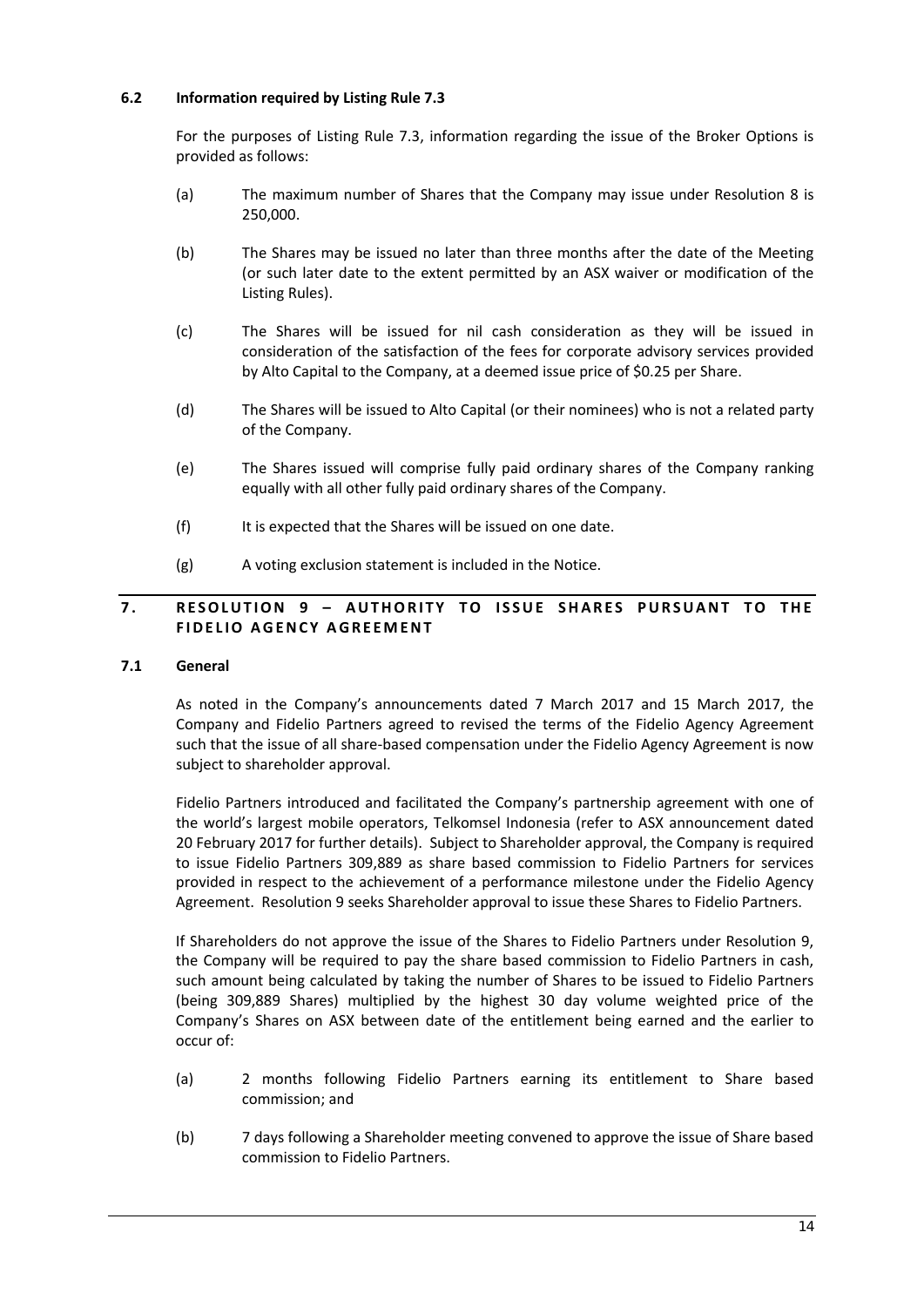### 6.2 Information required by Listing Rule 7.3

For the purposes of Listing Rule 7.3, information regarding the issue of the Broker Options is provided as follows:

(a) The maximum number of Shares that the Company may issue under Resolution 8 is 250,000.

(b) The Shares may be issued no later than three months after the date of the Meeting (or such later date to the extent permitted by an ASX waiver or modification of the Listing Rules).

(c) The Shares will be issued for nil cash consideration as they will be issued in consideration of the satisfaction of the fees for corporate advisory services provided by Alto Capital to the Company, at a deemed issue price of $0.25 per Share.

(d) The Shares will be issued to Alto Capital (or their nominees) who is not a related party of the Company.

(e) The Shares issued will comprise fully paid ordinary shares of the Company ranking equally with all other fully paid ordinary shares of the Company.

(f) It is expected that the Shares will be issued on one date.

(g) A voting exclusion statement is included in the Notice.

## 7. RESOLUTION 9 – AUTHORITY TO ISSUE SHARES PURSUANT TO THE FIDELIO AGENCY AGREEMENT

### 7.1 General

As noted in the Company's announcements dated 7 March 2017 and 15 March 2017, the Company and Fidelio Partners agreed to revised the terms of the Fidelio Agency Agreement such that the issue of all share-based compensation under the Fidelio Agency Agreement is now subject to shareholder approval.

Fidelio Partners introduced and facilitated the Company's partnership agreement with one of the world's largest mobile operators, Telkomsel Indonesia (refer to ASX announcement dated 20 February 2017 for further details). Subject to Shareholder approval, the Company is required to issue Fidelio Partners 309,889 as share based commission to Fidelio Partners for services provided in respect to the achievement of a performance milestone under the Fidelio Agency Agreement. Resolution 9 seeks Shareholder approval to issue these Shares to Fidelio Partners.

If Shareholders do not approve the issue of the Shares to Fidelio Partners under Resolution 9, the Company will be required to pay the share based commission to Fidelio Partners in cash, such amount being calculated by taking the number of Shares to be issued to Fidelio Partners (being 309,889 Shares) multiplied by the highest 30 day volume weighted price of the Company's Shares on ASX between date of the entitlement being earned and the earlier to occur of:

(a) 2 months following Fidelio Partners earning its entitlement to Share based commission; and

(b) 7 days following a Shareholder meeting convened to approve the issue of Share based commission to Fidelio Partners.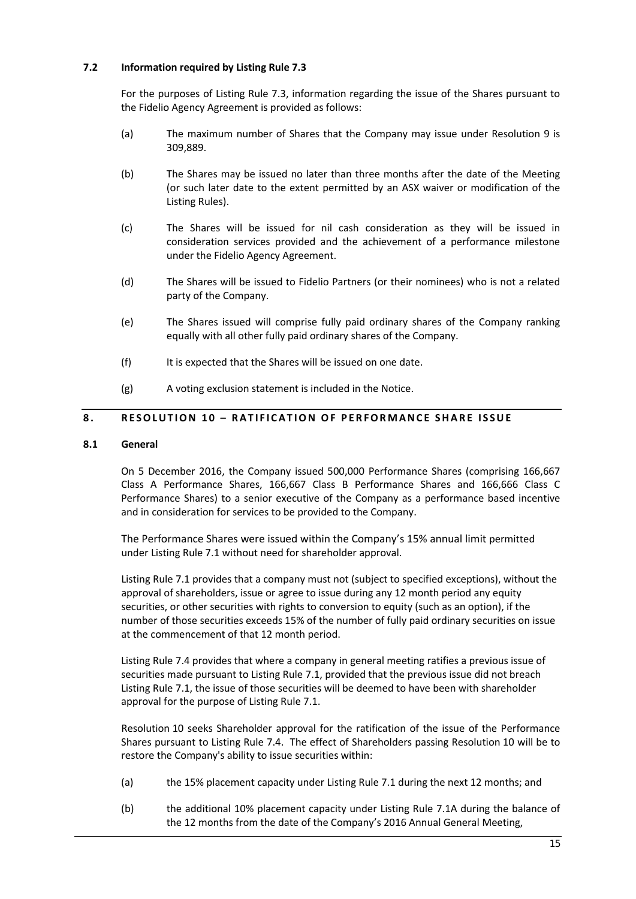### 7.2 Information required by Listing Rule 7.3

For the purposes of Listing Rule 7.3, information regarding the issue of the Shares pursuant to the Fidelio Agency Agreement is provided as follows:

(a) The maximum number of Shares that the Company may issue under Resolution 9 is 309,889.

(b) The Shares may be issued no later than three months after the date of the Meeting (or such later date to the extent permitted by an ASX waiver or modification of the Listing Rules).

(c) The Shares will be issued for nil cash consideration as they will be issued in consideration services provided and the achievement of a performance milestone under the Fidelio Agency Agreement.

(d) The Shares will be issued to Fidelio Partners (or their nominees) who is not a related party of the Company.

(e) The Shares issued will comprise fully paid ordinary shares of the Company ranking equally with all other fully paid ordinary shares of the Company.

(f) It is expected that the Shares will be issued on one date.

(g) A voting exclusion statement is included in the Notice.

## 8. RESOLUTION 10 – RATIFICATION OF PERFORMANCE SHARE ISSUE

### 8.1 General

On 5 December 2016, the Company issued 500,000 Performance Shares (comprising 166,667 Class A Performance Shares, 166,667 Class B Performance Shares and 166,666 Class C Performance Shares) to a senior executive of the Company as a performance based incentive and in consideration for services to be provided to the Company.

The Performance Shares were issued within the Company's 15% annual limit permitted under Listing Rule 7.1 without need for shareholder approval.

Listing Rule 7.1 provides that a company must not (subject to specified exceptions), without the approval of shareholders, issue or agree to issue during any 12 month period any equity securities, or other securities with rights to conversion to equity (such as an option), if the number of those securities exceeds 15% of the number of fully paid ordinary securities on issue at the commencement of that 12 month period.

Listing Rule 7.4 provides that where a company in general meeting ratifies a previous issue of securities made pursuant to Listing Rule 7.1, provided that the previous issue did not breach Listing Rule 7.1, the issue of those securities will be deemed to have been with shareholder approval for the purpose of Listing Rule 7.1.

Resolution 10 seeks Shareholder approval for the ratification of the issue of the Performance Shares pursuant to Listing Rule 7.4. The effect of Shareholders passing Resolution 10 will be to restore the Company's ability to issue securities within:

(a) the 15% placement capacity under Listing Rule 7.1 during the next 12 months; and

(b) the additional 10% placement capacity under Listing Rule 7.1A during the balance of the 12 months from the date of the Company's 2016 Annual General Meeting,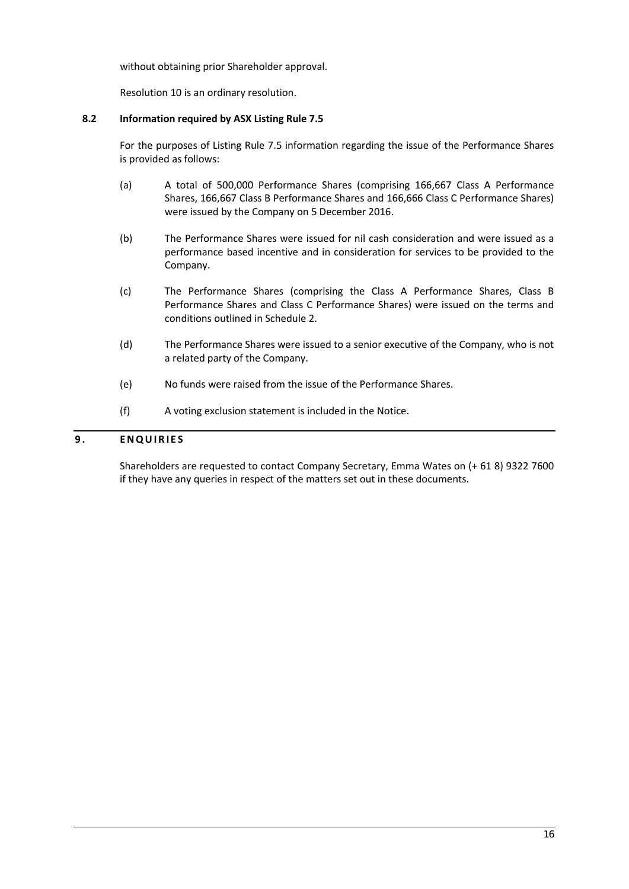without obtaining prior Shareholder approval.

Resolution 10 is an ordinary resolution.

### 8.2 Information required by ASX Listing Rule 7.5

For the purposes of Listing Rule 7.5 information regarding the issue of the Performance Shares is provided as follows:

(a) A total of 500,000 Performance Shares (comprising 166,667 Class A Performance Shares, 166,667 Class B Performance Shares and 166,666 Class C Performance Shares) were issued by the Company on 5 December 2016.

(b) The Performance Shares were issued for nil cash consideration and were issued as a performance based incentive and in consideration for services to be provided to the Company.

(c) The Performance Shares (comprising the Class A Performance Shares, Class B Performance Shares and Class C Performance Shares) were issued on the terms and conditions outlined in Schedule 2.

(d) The Performance Shares were issued to a senior executive of the Company, who is not a related party of the Company.

(e) No funds were raised from the issue of the Performance Shares.

(f) A voting exclusion statement is included in the Notice.

## 9. ENQUIRIES

Shareholders are requested to contact Company Secretary, Emma Wates on (+ 61 8) 9322 7600 if they have any queries in respect of the matters set out in these documents.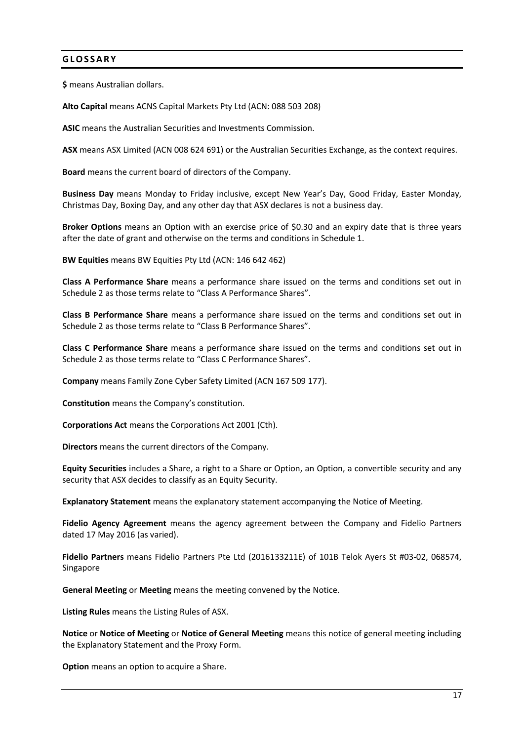## GLOSSARY

**$** means Australian dollars.

**Alto Capital** means ACNS Capital Markets Pty Ltd (ACN: 088 503 208)

**ASIC** means the Australian Securities and Investments Commission.

**ASX** means ASX Limited (ACN 008 624 691) or the Australian Securities Exchange, as the context requires.

**Board** means the current board of directors of the Company.

**Business Day** means Monday to Friday inclusive, except New Year's Day, Good Friday, Easter Monday, Christmas Day, Boxing Day, and any other day that ASX declares is not a business day.

**Broker Options** means an Option with an exercise price of $0.30 and an expiry date that is three years after the date of grant and otherwise on the terms and conditions in Schedule 1.

**BW Equities** means BW Equities Pty Ltd (ACN: 146 642 462)

**Class A Performance Share** means a performance share issued on the terms and conditions set out in Schedule 2 as those terms relate to "Class A Performance Shares".

**Class B Performance Share** means a performance share issued on the terms and conditions set out in Schedule 2 as those terms relate to "Class B Performance Shares".

**Class C Performance Share** means a performance share issued on the terms and conditions set out in Schedule 2 as those terms relate to "Class C Performance Shares".

**Company** means Family Zone Cyber Safety Limited (ACN 167 509 177).

**Constitution** means the Company's constitution.

**Corporations Act** means the Corporations Act 2001 (Cth).

**Directors** means the current directors of the Company.

**Equity Securities** includes a Share, a right to a Share or Option, an Option, a convertible security and any security that ASX decides to classify as an Equity Security.

**Explanatory Statement** means the explanatory statement accompanying the Notice of Meeting.

**Fidelio Agency Agreement** means the agency agreement between the Company and Fidelio Partners dated 17 May 2016 (as varied).

**Fidelio Partners** means Fidelio Partners Pte Ltd (2016133211E) of 101B Telok Ayers St #03-02, 068574, Singapore

**General Meeting** or **Meeting** means the meeting convened by the Notice.

**Listing Rules** means the Listing Rules of ASX.

**Notice** or **Notice of Meeting** or **Notice of General Meeting** means this notice of general meeting including the Explanatory Statement and the Proxy Form.

**Option** means an option to acquire a Share.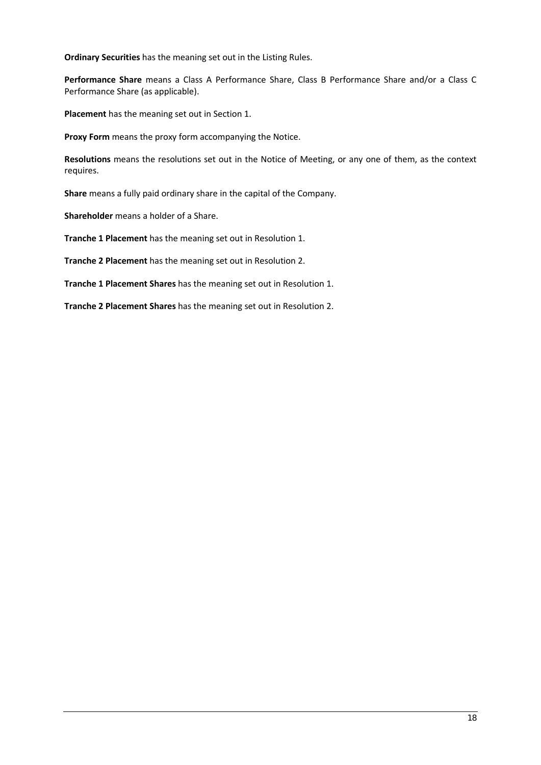**Ordinary Securities** has the meaning set out in the Listing Rules.

**Performance Share** means a Class A Performance Share, Class B Performance Share and/or a Class C Performance Share (as applicable).

**Placement** has the meaning set out in Section 1.

**Proxy Form** means the proxy form accompanying the Notice.

**Resolutions** means the resolutions set out in the Notice of Meeting, or any one of them, as the context requires.

**Share** means a fully paid ordinary share in the capital of the Company.

**Shareholder** means a holder of a Share.

**Tranche 1 Placement** has the meaning set out in Resolution 1.

**Tranche 2 Placement** has the meaning set out in Resolution 2.

**Tranche 1 Placement Shares** has the meaning set out in Resolution 1.

**Tranche 2 Placement Shares** has the meaning set out in Resolution 2.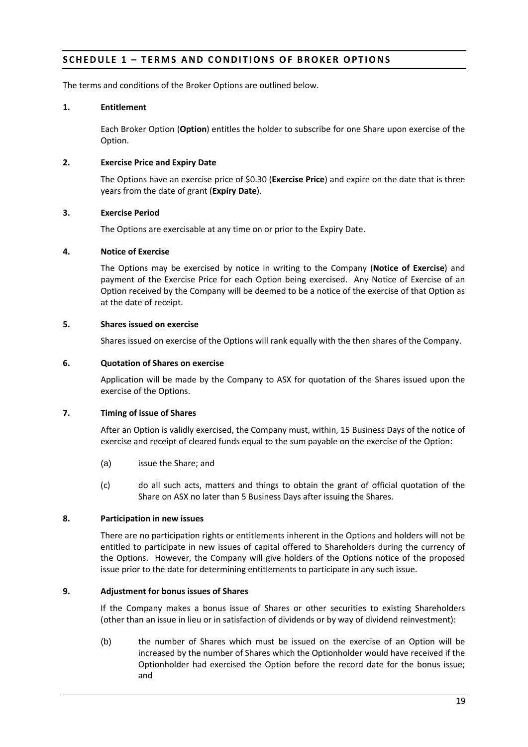## SCHEDULE 1 – TERMS AND CONDITIONS OF BROKER OPTIONS

The terms and conditions of the Broker Options are outlined below.

**1. Entitlement**

Each Broker Option (**Option**) entitles the holder to subscribe for one Share upon exercise of the Option.

**2. Exercise Price and Expiry Date**

The Options have an exercise price of $0.30 (**Exercise Price**) and expire on the date that is three years from the date of grant (**Expiry Date**).

**3. Exercise Period**

The Options are exercisable at any time on or prior to the Expiry Date.

**4. Notice of Exercise**

The Options may be exercised by notice in writing to the Company (**Notice of Exercise**) and payment of the Exercise Price for each Option being exercised. Any Notice of Exercise of an Option received by the Company will be deemed to be a notice of the exercise of that Option as at the date of receipt.

**5. Shares issued on exercise**

Shares issued on exercise of the Options will rank equally with the then shares of the Company.

**6. Quotation of Shares on exercise**

Application will be made by the Company to ASX for quotation of the Shares issued upon the exercise of the Options.

**7. Timing of issue of Shares**

After an Option is validly exercised, the Company must, within, 15 Business Days of the notice of exercise and receipt of cleared funds equal to the sum payable on the exercise of the Option:

(a) issue the Share; and

(c) do all such acts, matters and things to obtain the grant of official quotation of the Share on ASX no later than 5 Business Days after issuing the Shares.

**8. Participation in new issues**

There are no participation rights or entitlements inherent in the Options and holders will not be entitled to participate in new issues of capital offered to Shareholders during the currency of the Options. However, the Company will give holders of the Options notice of the proposed issue prior to the date for determining entitlements to participate in any such issue.

**9. Adjustment for bonus issues of Shares**

If the Company makes a bonus issue of Shares or other securities to existing Shareholders (other than an issue in lieu or in satisfaction of dividends or by way of dividend reinvestment):

(b) the number of Shares which must be issued on the exercise of an Option will be increased by the number of Shares which the Optionholder would have received if the Optionholder had exercised the Option before the record date for the bonus issue; and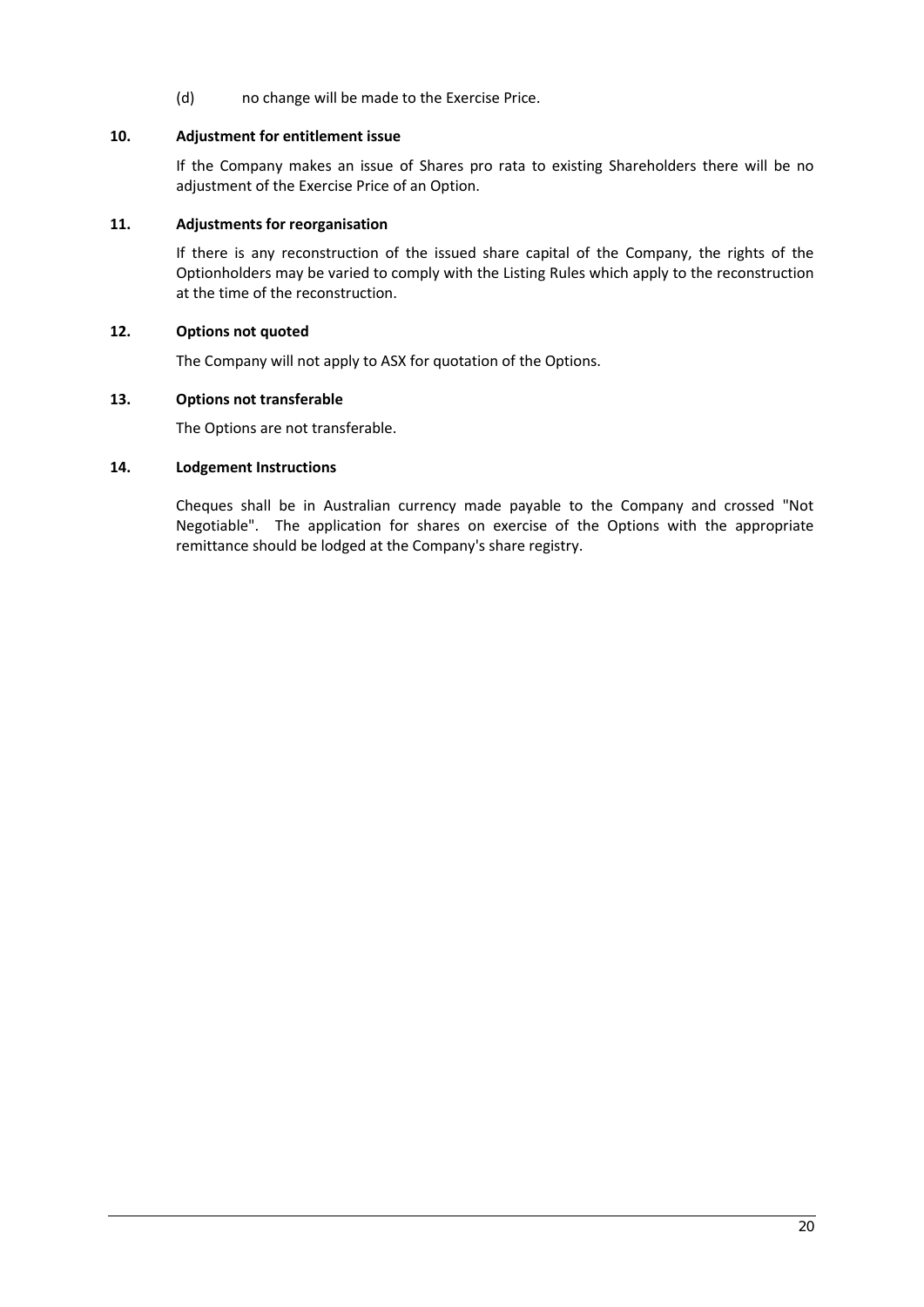(d) no change will be made to the Exercise Price.

**10. Adjustment for entitlement issue**

If the Company makes an issue of Shares pro rata to existing Shareholders there will be no adjustment of the Exercise Price of an Option.

**11. Adjustments for reorganisation**

If there is any reconstruction of the issued share capital of the Company, the rights of the Optionholders may be varied to comply with the Listing Rules which apply to the reconstruction at the time of the reconstruction.

**12. Options not quoted**

The Company will not apply to ASX for quotation of the Options.

**13. Options not transferable**

The Options are not transferable.

**14. Lodgement Instructions**

Cheques shall be in Australian currency made payable to the Company and crossed "Not Negotiable". The application for shares on exercise of the Options with the appropriate remittance should be lodged at the Company's share registry.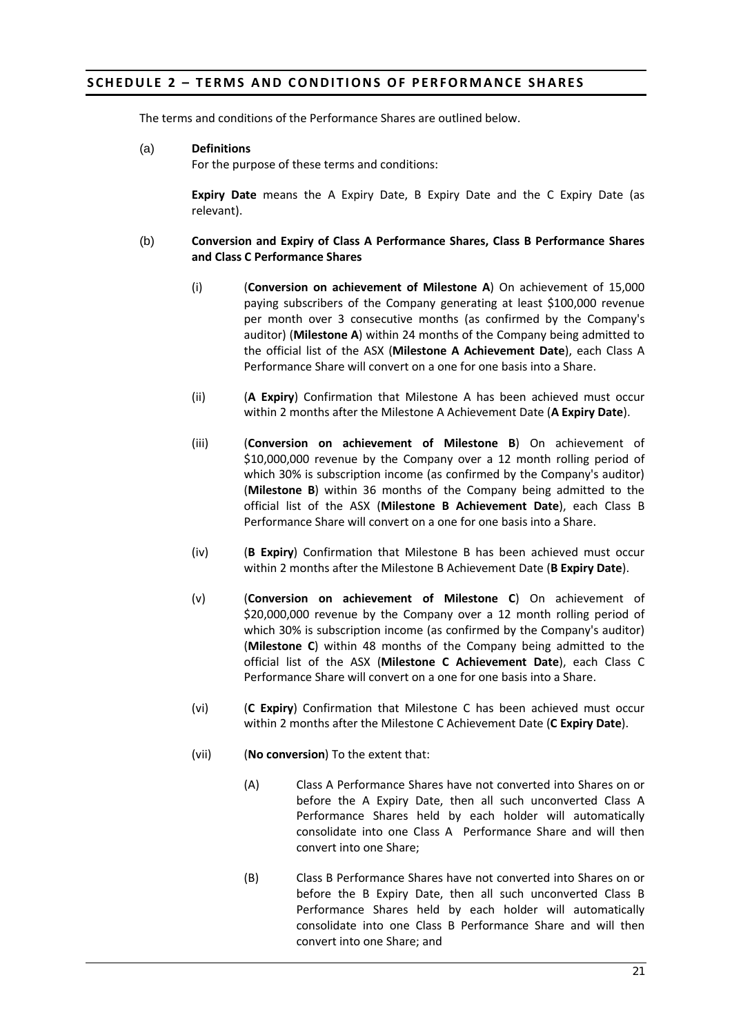## SCHEDULE 2 – TERMS AND CONDITIONS OF PERFORMANCE SHARES

The terms and conditions of the Performance Shares are outlined below.

(a) **Definitions**

For the purpose of these terms and conditions:

**Expiry Date** means the A Expiry Date, B Expiry Date and the C Expiry Date (as relevant).

(b) **Conversion and Expiry of Class A Performance Shares, Class B Performance Shares and Class C Performance Shares**

(i) (**Conversion on achievement of Milestone A**) On achievement of 15,000 paying subscribers of the Company generating at least $100,000 revenue per month over 3 consecutive months (as confirmed by the Company's auditor) (**Milestone A**) within 24 months of the Company being admitted to the official list of the ASX (**Milestone A Achievement Date**), each Class A Performance Share will convert on a one for one basis into a Share.

(ii) (**A Expiry**) Confirmation that Milestone A has been achieved must occur within 2 months after the Milestone A Achievement Date (**A Expiry Date**).

(iii) (**Conversion on achievement of Milestone B**) On achievement of $10,000,000 revenue by the Company over a 12 month rolling period of which 30% is subscription income (as confirmed by the Company's auditor) (**Milestone B**) within 36 months of the Company being admitted to the official list of the ASX (**Milestone B Achievement Date**), each Class B Performance Share will convert on a one for one basis into a Share.

(iv) (**B Expiry**) Confirmation that Milestone B has been achieved must occur within 2 months after the Milestone B Achievement Date (**B Expiry Date**).

(v) (**Conversion on achievement of Milestone C**) On achievement of $20,000,000 revenue by the Company over a 12 month rolling period of which 30% is subscription income (as confirmed by the Company's auditor) (**Milestone C**) within 48 months of the Company being admitted to the official list of the ASX (**Milestone C Achievement Date**), each Class C Performance Share will convert on a one for one basis into a Share.

(vi) (**C Expiry**) Confirmation that Milestone C has been achieved must occur within 2 months after the Milestone C Achievement Date (**C Expiry Date**).

(vii) (**No conversion**) To the extent that:

(A) Class A Performance Shares have not converted into Shares on or before the A Expiry Date, then all such unconverted Class A Performance Shares held by each holder will automatically consolidate into one Class A Performance Share and will then convert into one Share;

(B) Class B Performance Shares have not converted into Shares on or before the B Expiry Date, then all such unconverted Class B Performance Shares held by each holder will automatically consolidate into one Class B Performance Share and will then convert into one Share; and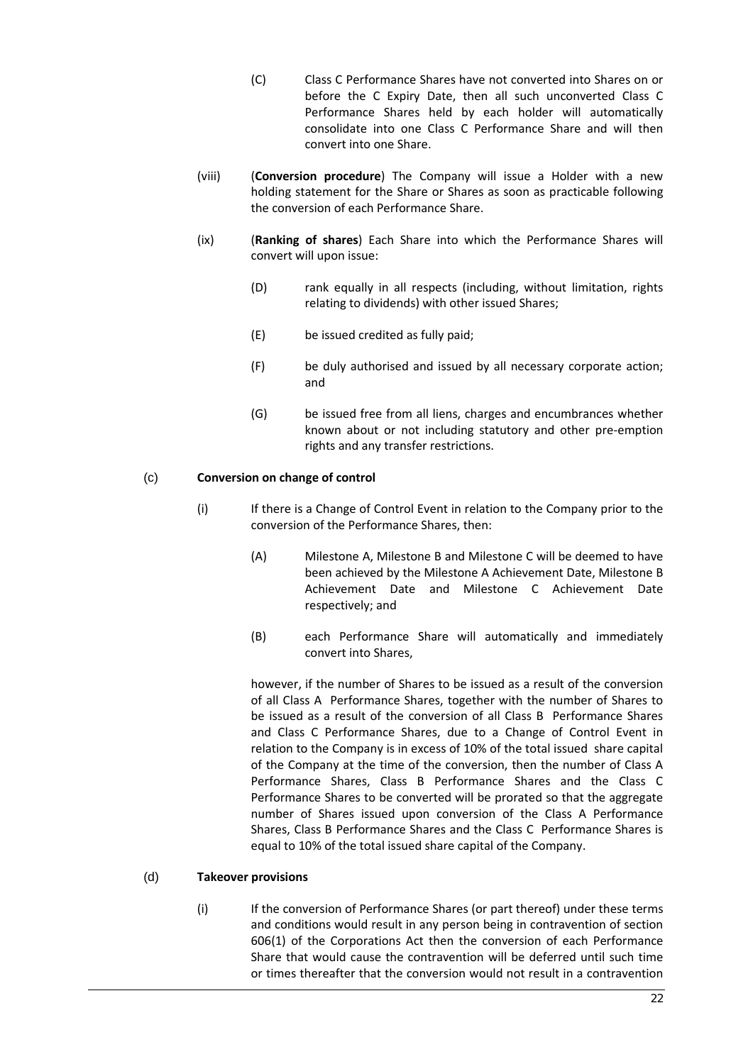(C) Class C Performance Shares have not converted into Shares on or before the C Expiry Date, then all such unconverted Class C Performance Shares held by each holder will automatically consolidate into one Class C Performance Share and will then convert into one Share.

(viii) (**Conversion procedure**) The Company will issue a Holder with a new holding statement for the Share or Shares as soon as practicable following the conversion of each Performance Share.

(ix) (**Ranking of shares**) Each Share into which the Performance Shares will convert will upon issue:

(D) rank equally in all respects (including, without limitation, rights relating to dividends) with other issued Shares;

(E) be issued credited as fully paid;

(F) be duly authorised and issued by all necessary corporate action; and

(G) be issued free from all liens, charges and encumbrances whether known about or not including statutory and other pre-emption rights and any transfer restrictions.

(c) **Conversion on change of control**

(i) If there is a Change of Control Event in relation to the Company prior to the conversion of the Performance Shares, then:

(A) Milestone A, Milestone B and Milestone C will be deemed to have been achieved by the Milestone A Achievement Date, Milestone B Achievement Date and Milestone C Achievement Date respectively; and

(B) each Performance Share will automatically and immediately convert into Shares,

however, if the number of Shares to be issued as a result of the conversion of all Class A Performance Shares, together with the number of Shares to be issued as a result of the conversion of all Class B Performance Shares and Class C Performance Shares, due to a Change of Control Event in relation to the Company is in excess of 10% of the total issued share capital of the Company at the time of the conversion, then the number of Class A Performance Shares, Class B Performance Shares and the Class C Performance Shares to be converted will be prorated so that the aggregate number of Shares issued upon conversion of the Class A Performance Shares, Class B Performance Shares and the Class C Performance Shares is equal to 10% of the total issued share capital of the Company.

(d) **Takeover provisions**

(i) If the conversion of Performance Shares (or part thereof) under these terms and conditions would result in any person being in contravention of section 606(1) of the Corporations Act then the conversion of each Performance Share that would cause the contravention will be deferred until such time or times thereafter that the conversion would not result in a contravention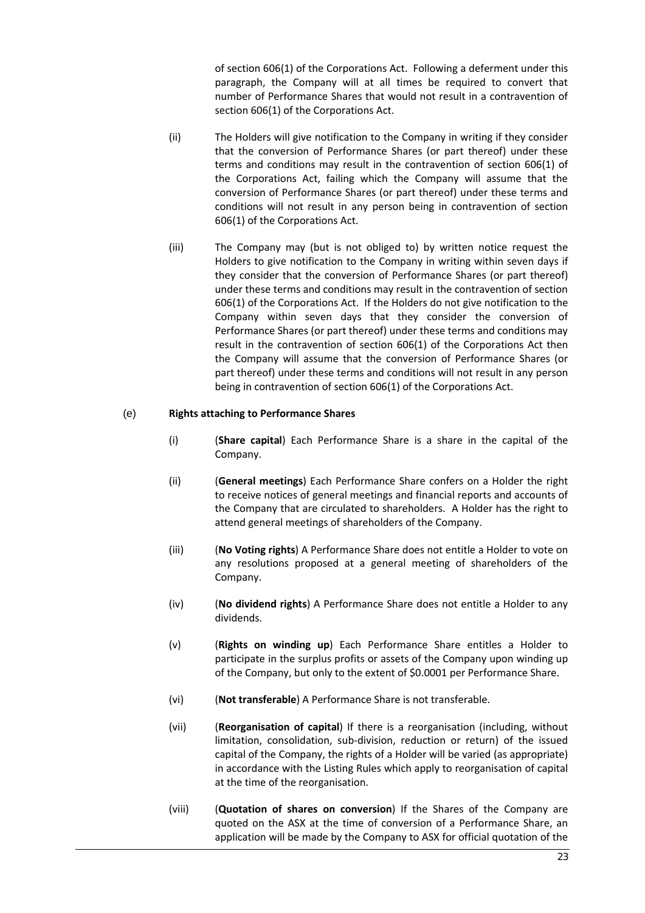of section 606(1) of the Corporations Act. Following a deferment under this paragraph, the Company will at all times be required to convert that number of Performance Shares that would not result in a contravention of section 606(1) of the Corporations Act.

(ii) The Holders will give notification to the Company in writing if they consider that the conversion of Performance Shares (or part thereof) under these terms and conditions may result in the contravention of section 606(1) of the Corporations Act, failing which the Company will assume that the conversion of Performance Shares (or part thereof) under these terms and conditions will not result in any person being in contravention of section 606(1) of the Corporations Act.

(iii) The Company may (but is not obliged to) by written notice request the Holders to give notification to the Company in writing within seven days if they consider that the conversion of Performance Shares (or part thereof) under these terms and conditions may result in the contravention of section 606(1) of the Corporations Act. If the Holders do not give notification to the Company within seven days that they consider the conversion of Performance Shares (or part thereof) under these terms and conditions may result in the contravention of section 606(1) of the Corporations Act then the Company will assume that the conversion of Performance Shares (or part thereof) under these terms and conditions will not result in any person being in contravention of section 606(1) of the Corporations Act.

(e) **Rights attaching to Performance Shares**

(i) (**Share capital**) Each Performance Share is a share in the capital of the Company.

(ii) (**General meetings**) Each Performance Share confers on a Holder the right to receive notices of general meetings and financial reports and accounts of the Company that are circulated to shareholders. A Holder has the right to attend general meetings of shareholders of the Company.

(iii) (**No Voting rights**) A Performance Share does not entitle a Holder to vote on any resolutions proposed at a general meeting of shareholders of the Company.

(iv) (**No dividend rights**) A Performance Share does not entitle a Holder to any dividends.

(v) (**Rights on winding up**) Each Performance Share entitles a Holder to participate in the surplus profits or assets of the Company upon winding up of the Company, but only to the extent of $0.0001 per Performance Share.

(vi) (**Not transferable**) A Performance Share is not transferable.

(vii) (**Reorganisation of capital**) If there is a reorganisation (including, without limitation, consolidation, sub-division, reduction or return) of the issued capital of the Company, the rights of a Holder will be varied (as appropriate) in accordance with the Listing Rules which apply to reorganisation of capital at the time of the reorganisation.

(viii) (**Quotation of shares on conversion**) If the Shares of the Company are quoted on the ASX at the time of conversion of a Performance Share, an application will be made by the Company to ASX for official quotation of the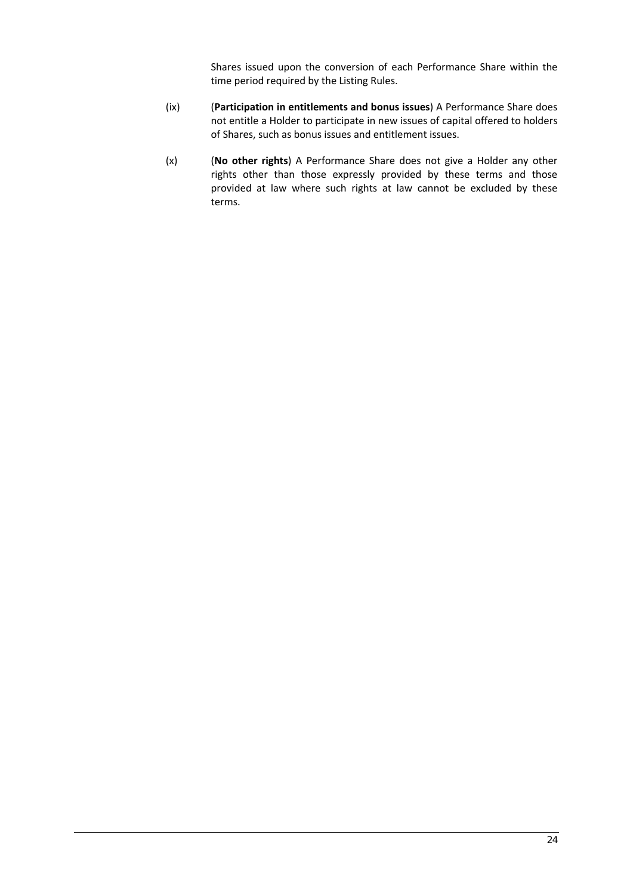Shares issued upon the conversion of each Performance Share within the time period required by the Listing Rules.

(ix) (**Participation in entitlements and bonus issues**) A Performance Share does not entitle a Holder to participate in new issues of capital offered to holders of Shares, such as bonus issues and entitlement issues.

(x) (**No other rights**) A Performance Share does not give a Holder any other rights other than those expressly provided by these terms and those provided at law where such rights at law cannot be excluded by these terms.